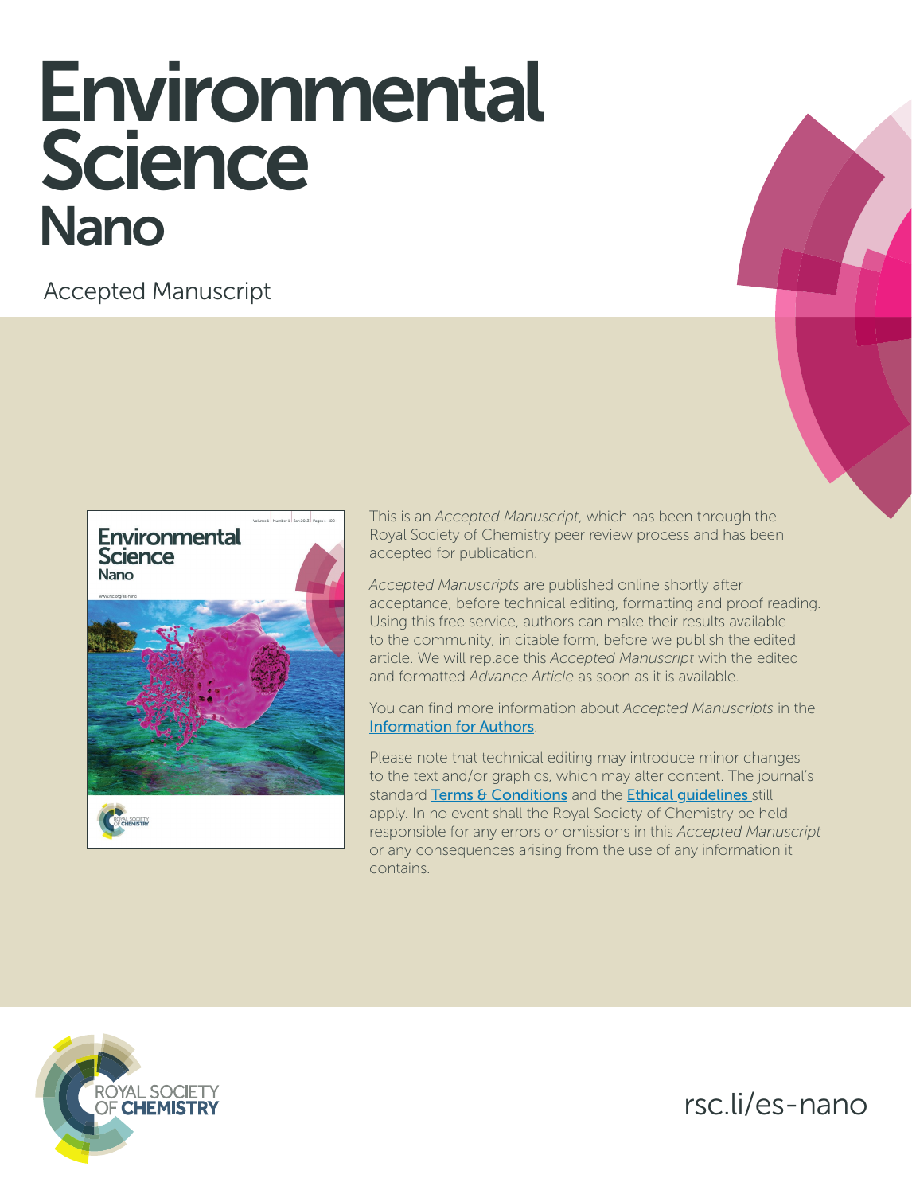# Environmental Science Nano

Accepted Manuscript

This is an *Accepted Manuscript*, which has been through the Royal Society of Chemistry peer review process and has been accepted for publication.

*Accepted Manuscripts* are published online shortly after acceptance, before technical editing, formatting and proof reading. Using this free service, authors can make their results available to the community, in citable form, before we publish the edited article. We will replace this *Accepted Manuscript* with the edited and formatted *Advance Article* as soon as it is available.

You can find more information about *Accepted Manuscripts* in the Information for Authors.

Please note that technical editing may introduce minor changes to the text and/or graphics, which may alter content. The journal's standard Terms & Conditions and the Ethical guidelines still apply. In no event shall the Royal Society of Chemistry be held responsible for any errors or omissions in this *Accepted Manuscript* or any consequences arising from the use of any information it contains.

ROYAL SOCIETY OF CHEMISTRY

rsc.li/es-nano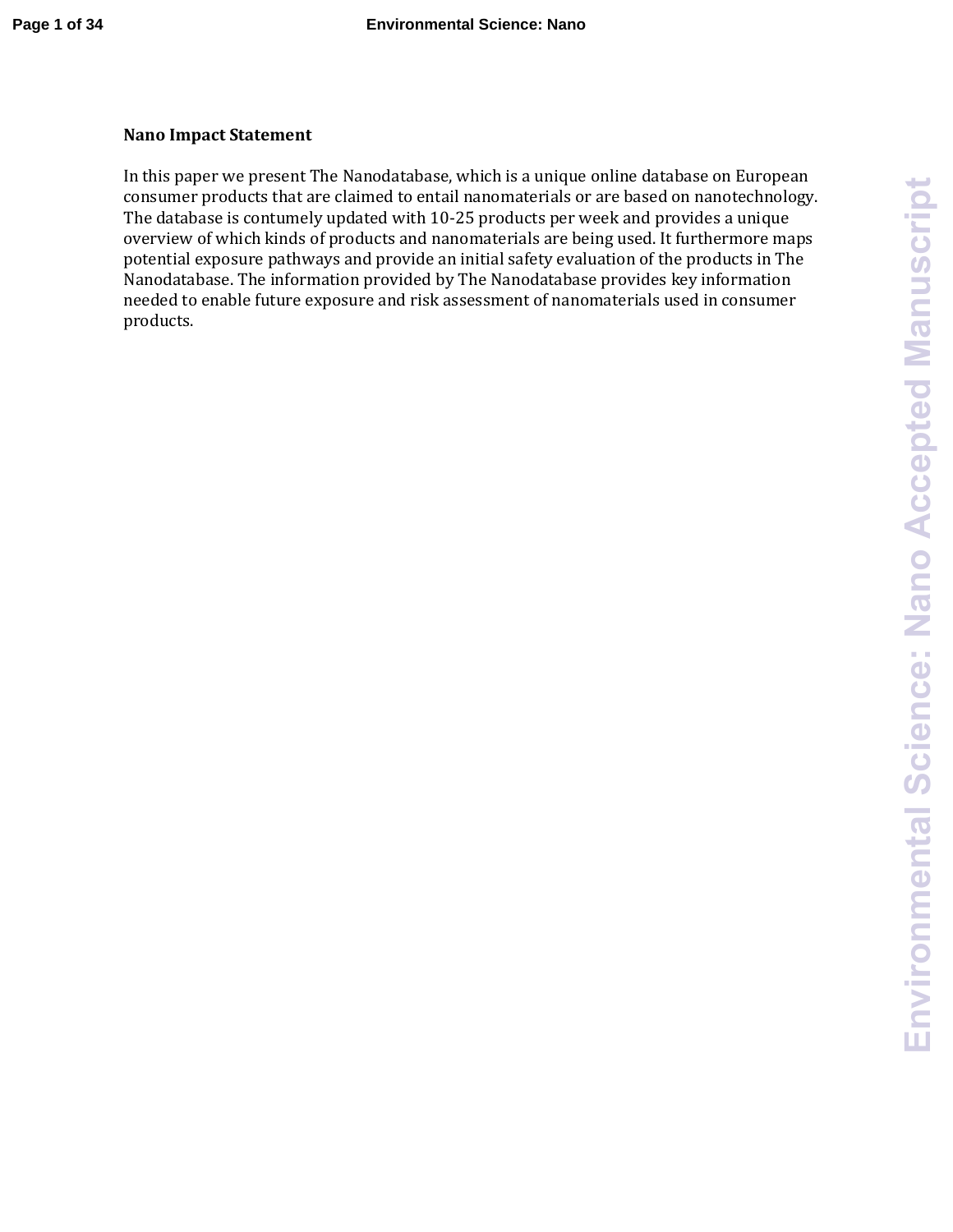**Nano Impact Statement**

In this paper we present The Nanodatabase, which is a unique online database on European consumer products that are claimed to entail nanomaterials or are based on nanotechnology. The database is contumely updated with 10-25 products per week and provides a unique overview of which kinds of products and nanomaterials are being used. It furthermore maps potential exposure pathways and provide an initial safety evaluation of the products in The Nanodatabase. The information provided by The Nanodatabase provides key information needed to enable future exposure and risk assessment of nanomaterials used in consumer products.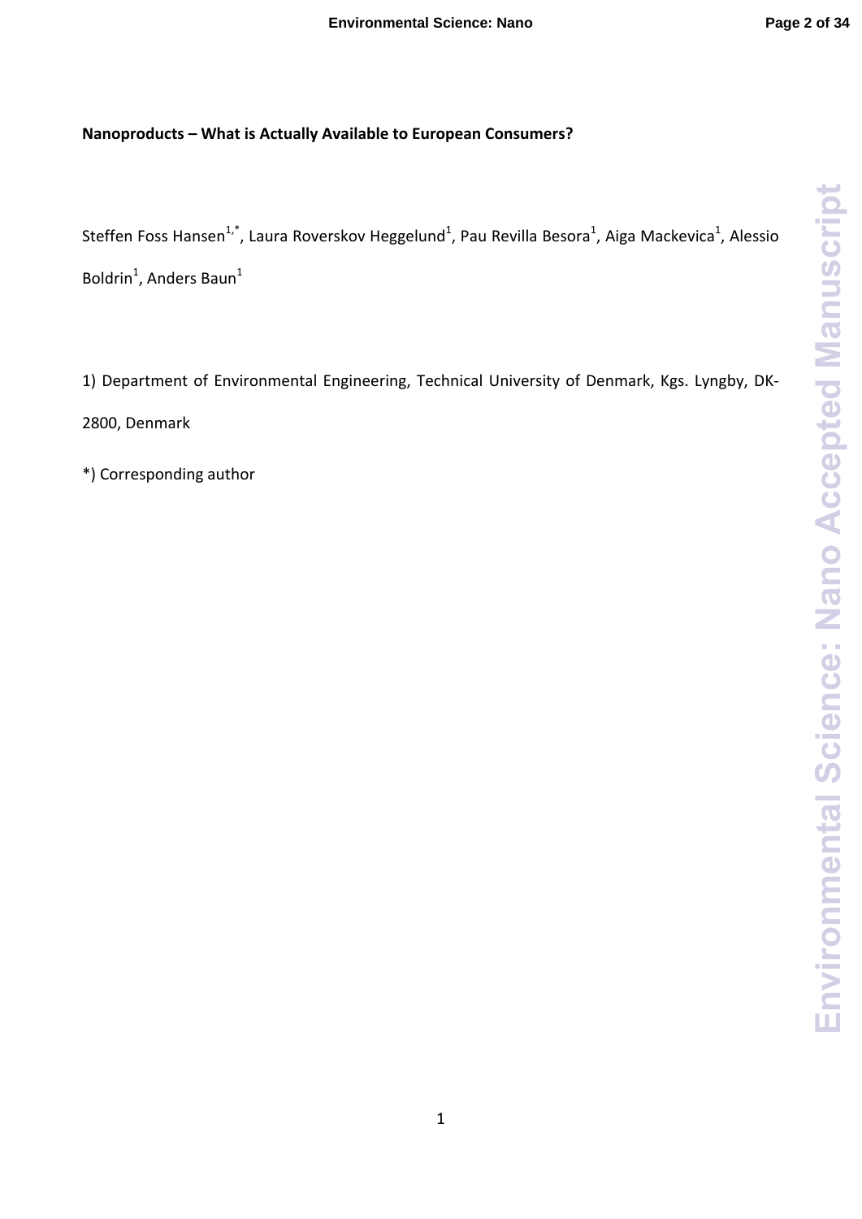**Nanoproducts – What is Actually Available to European Consumers?**

Steffen Foss Hansen[1,*], Laura Roverskov Heggelund[1], Pau Revilla Besora[1], Aiga Mackevica[1], Alessio Boldrin[1], Anders Baun[1]

1) Department of Environmental Engineering, Technical University of Denmark, Kgs. Lyngby, DK-2800, Denmark

*) Corresponding author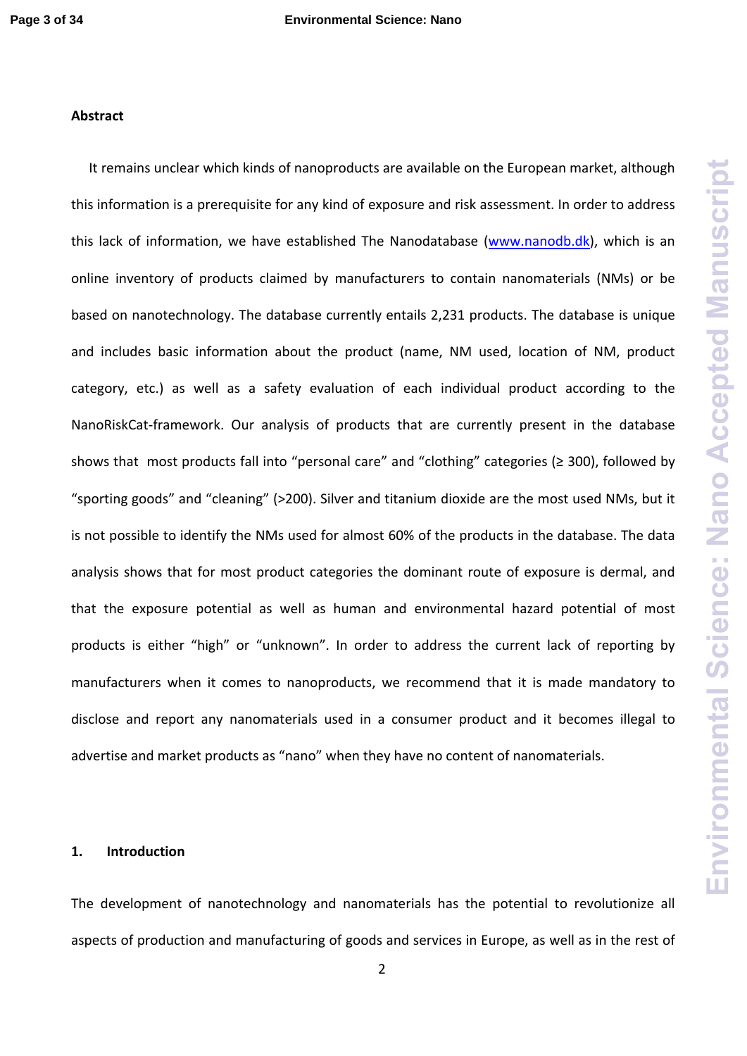**Abstract**

It remains unclear which kinds of nanoproducts are available on the European market, although this information is a prerequisite for any kind of exposure and risk assessment. In order to address this lack of information, we have established The Nanodatabase (www.nanodb.dk), which is an online inventory of products claimed by manufacturers to contain nanomaterials (NMs) or be based on nanotechnology. The database currently entails 2,231 products. The database is unique and includes basic information about the product (name, NM used, location of NM, product category, etc.) as well as a safety evaluation of each individual product according to the NanoRiskCat-framework. Our analysis of products that are currently present in the database shows that most products fall into "personal care" and "clothing" categories (≥ 300), followed by "sporting goods" and "cleaning" (>200). Silver and titanium dioxide are the most used NMs, but it is not possible to identify the NMs used for almost 60% of the products in the database. The data analysis shows that for most product categories the dominant route of exposure is dermal, and that the exposure potential as well as human and environmental hazard potential of most products is either "high" or "unknown". In order to address the current lack of reporting by manufacturers when it comes to nanoproducts, we recommend that it is made mandatory to disclose and report any nanomaterials used in a consumer product and it becomes illegal to advertise and market products as "nano" when they have no content of nanomaterials.

## 1. Introduction

The development of nanotechnology and nanomaterials has the potential to revolutionize all aspects of production and manufacturing of goods and services in Europe, as well as in the rest of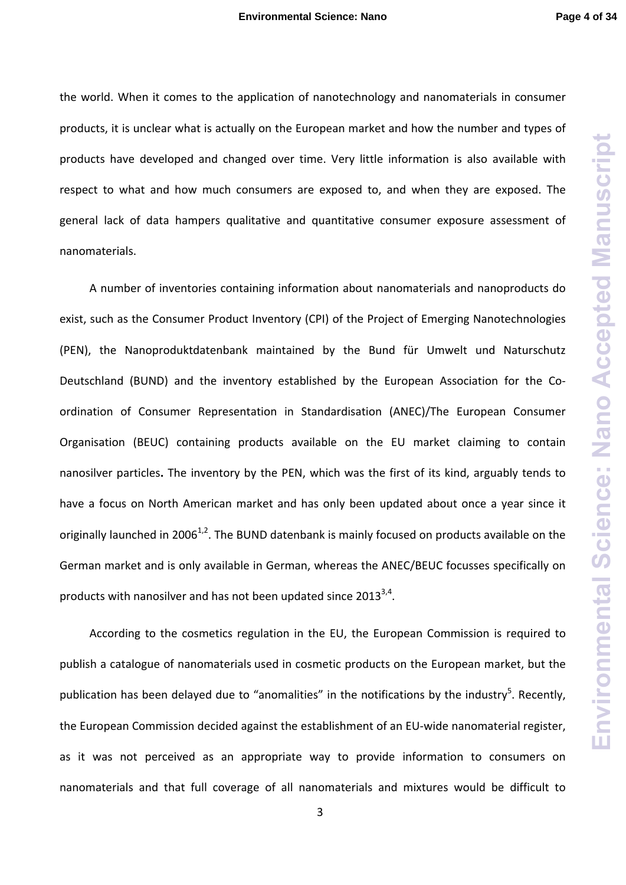the world. When it comes to the application of nanotechnology and nanomaterials in consumer products, it is unclear what is actually on the European market and how the number and types of products have developed and changed over time. Very little information is also available with respect to what and how much consumers are exposed to, and when they are exposed. The general lack of data hampers qualitative and quantitative consumer exposure assessment of nanomaterials.

A number of inventories containing information about nanomaterials and nanoproducts do exist, such as the Consumer Product Inventory (CPI) of the Project of Emerging Nanotechnologies (PEN), the Nanoproduktdatenbank maintained by the Bund für Umwelt und Naturschutz Deutschland (BUND) and the inventory established by the European Association for the Co-ordination of Consumer Representation in Standardisation (ANEC)/The European Consumer Organisation (BEUC) containing products available on the EU market claiming to contain nanosilver particles**.** The inventory by the PEN, which was the first of its kind, arguably tends to have a focus on North American market and has only been updated about once a year since it originally launched in 2006[1,2]. The BUND datenbank is mainly focused on products available on the German market and is only available in German, whereas the ANEC/BEUC focusses specifically on products with nanosilver and has not been updated since 2013[3,4].

According to the cosmetics regulation in the EU, the European Commission is required to publish a catalogue of nanomaterials used in cosmetic products on the European market, but the publication has been delayed due to "anomalities" in the notifications by the industry[5]. Recently, the European Commission decided against the establishment of an EU-wide nanomaterial register, as it was not perceived as an appropriate way to provide information to consumers on nanomaterials and that full coverage of all nanomaterials and mixtures would be difficult to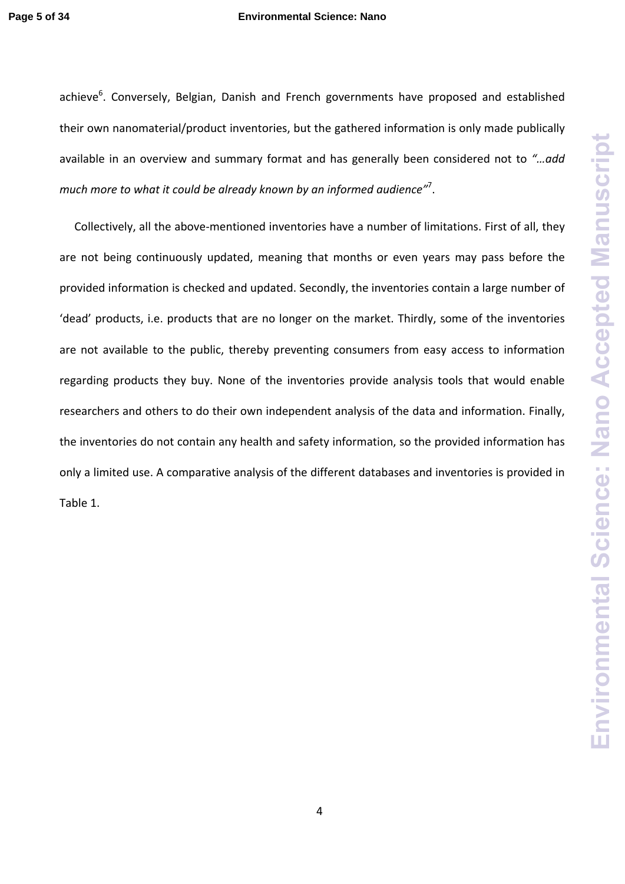achieve[6]. Conversely, Belgian, Danish and French governments have proposed and established their own nanomaterial/product inventories, but the gathered information is only made publically available in an overview and summary format and has generally been considered not to *"…add much more to what it could be already known by an informed audience"*[7].

Collectively, all the above-mentioned inventories have a number of limitations. First of all, they are not being continuously updated, meaning that months or even years may pass before the provided information is checked and updated. Secondly, the inventories contain a large number of 'dead' products, i.e. products that are no longer on the market. Thirdly, some of the inventories are not available to the public, thereby preventing consumers from easy access to information regarding products they buy. None of the inventories provide analysis tools that would enable researchers and others to do their own independent analysis of the data and information. Finally, the inventories do not contain any health and safety information, so the provided information has only a limited use. A comparative analysis of the different databases and inventories is provided in Table 1.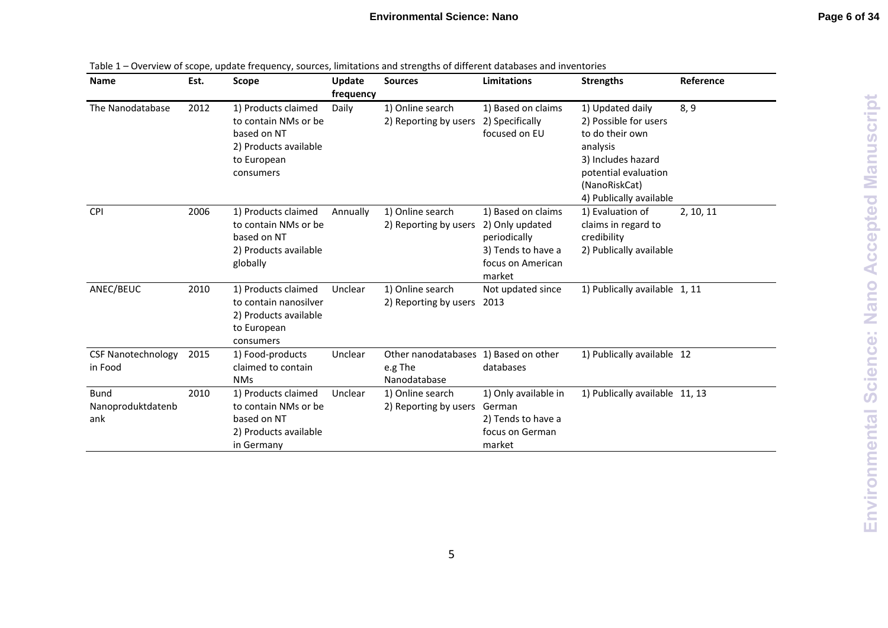Table 1 – Overview of scope, update frequency, sources, limitations and strengths of different databases and inventories

| Name | Est. | Scope | Update frequency | Sources | Limitations | Strengths | Reference |
|---|---|---|---|---|---|---|---|
| The Nanodatabase | 2012 | 1) Products claimed to contain NMs or be based on NT<br>2) Products available to European consumers | Daily | 1) Online search<br>2) Reporting by users | 1) Based on claims<br>2) Specifically focused on EU | 1) Updated daily<br>2) Possible for users to do their own analysis<br>3) Includes hazard potential evaluation (NanoRiskCat)<br>4) Publically available | 8, 9 |
| CPI | 2006 | 1) Products claimed to contain NMs or be based on NT<br>2) Products available globally | Annually | 1) Online search<br>2) Reporting by users | 1) Based on claims<br>2) Only updated periodically<br>3) Tends to have a focus on American market | 1) Evaluation of claims in regard to credibility<br>2) Publically available | 2, 10, 11 |
| ANEC/BEUC | 2010 | 1) Products claimed to contain nanosilver<br>2) Products available to European consumers | Unclear | 1) Online search<br>2) Reporting by users | Not updated since 2013 | 1) Publically available | 1, 11 |
| CSF Nanotechnology in Food | 2015 | 1) Food-products claimed to contain NMs | Unclear | Other nanodatabases e.g The Nanodatabase | 1) Based on other databases | 1) Publically available | 12 |
| Bund Nanoproduktdatenbank | 2010 | 1) Products claimed to contain NMs or be based on NT<br>2) Products available in Germany | Unclear | 1) Online search<br>2) Reporting by users | 1) Only available in German<br>2) Tends to have a focus on German market | 1) Publically available | 11, 13 |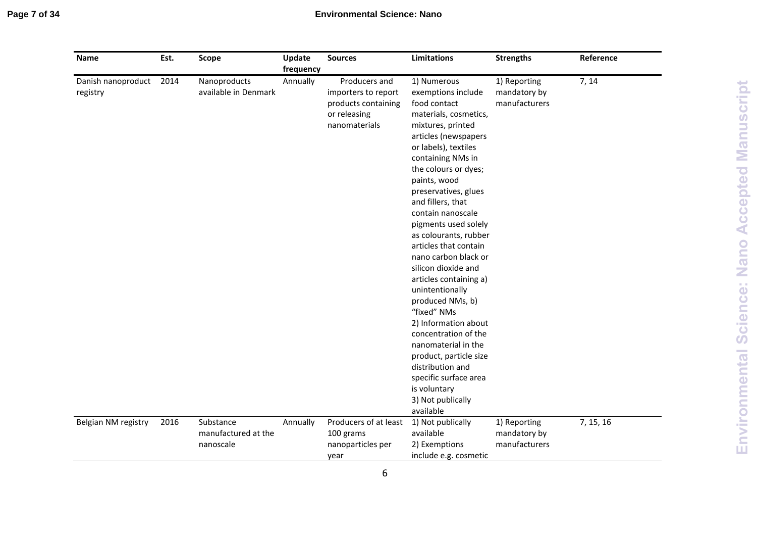| Name | Est. | Scope | Update frequency | Sources | Limitations | Strengths | Reference |
|---|---|---|---|---|---|---|---|
| Danish nanoproduct registry | 2014 | Nanoproducts available in Denmark | Annually | Producers and importers to report products containing or releasing nanomaterials | 1) Numerous exemptions include food contact materials, cosmetics, mixtures, printed articles (newspapers or labels), textiles containing NMs in the colours or dyes; paints, wood preservatives, glues and fillers, that contain nanoscale pigments used solely as colourants, rubber articles that contain nano carbon black or silicon dioxide and articles containing a) unintentionally produced NMs, b) "fixed" NMs<br>2) Information about concentration of the nanomaterial in the product, particle size distribution and specific surface area is voluntary<br>3) Not publically available | 1) Reporting mandatory by manufacturers | 7, 14 |
| Belgian NM registry | 2016 | Substance manufactured at the nanoscale | Annually | Producers of at least 100 grams nanoparticles per year | 1) Not publically available<br>2) Exemptions include e.g. cosmetic | 1) Reporting mandatory by manufacturers | 7, 15, 16 |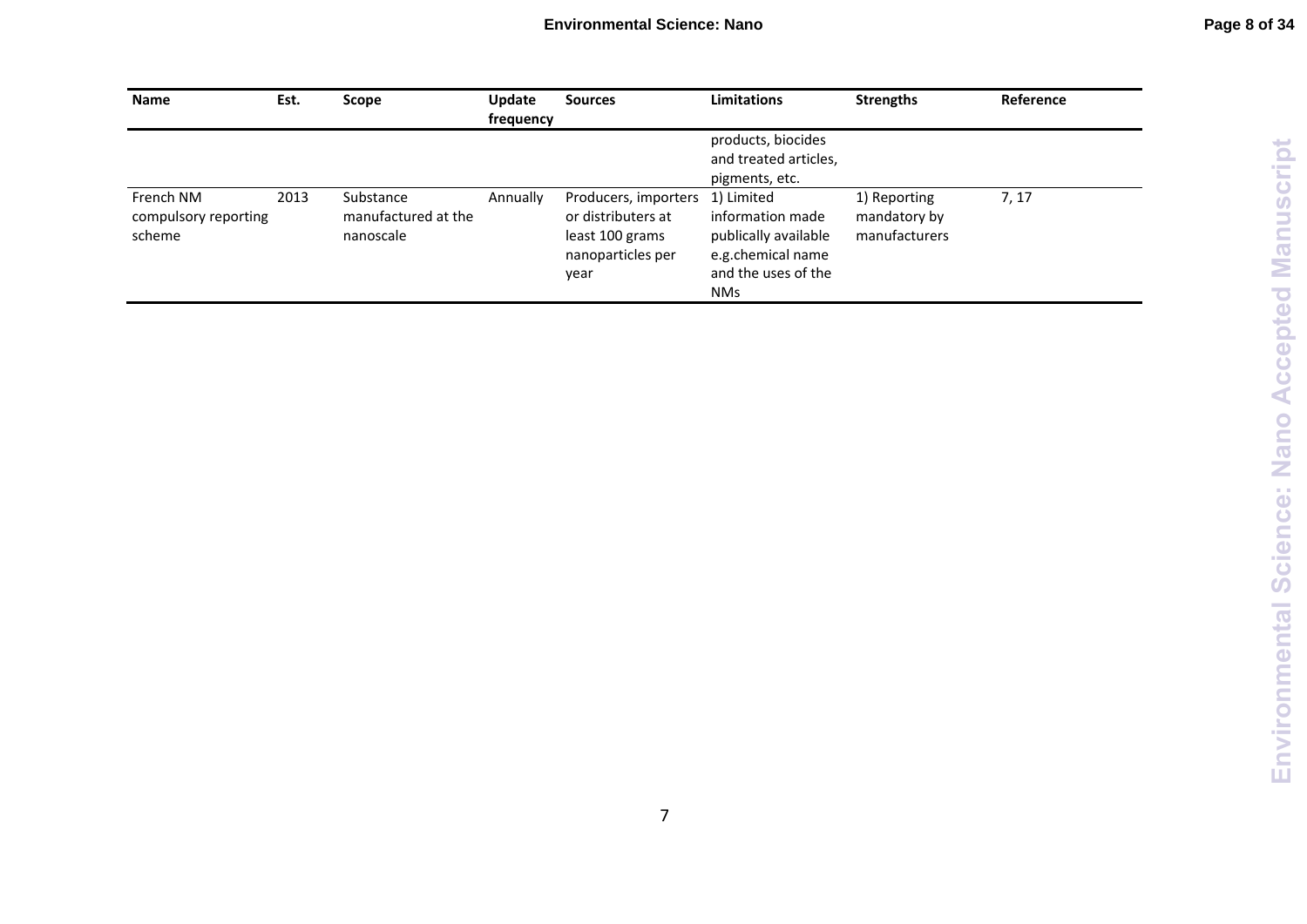| Name | Est. | Scope | Update frequency | Sources | Limitations | Strengths | Reference |
|---|---|---|---|---|---|---|---|
| | | | | | products, biocides and treated articles, pigments, etc. | | |
| French NM compulsory reporting scheme | 2013 | Substance manufactured at the nanoscale | Annually | Producers, importers or distributers at least 100 grams nanoparticles per year | 1) Limited information made publically available e.g.chemical name and the uses of the NMs | 1) Reporting mandatory by manufacturers | 7, 17 |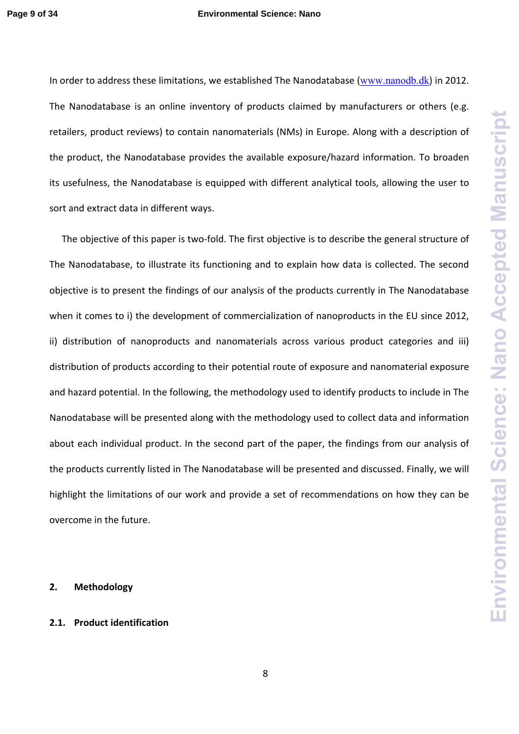In order to address these limitations, we established The Nanodatabase (www.nanodb.dk) in 2012. The Nanodatabase is an online inventory of products claimed by manufacturers or others (e.g. retailers, product reviews) to contain nanomaterials (NMs) in Europe. Along with a description of the product, the Nanodatabase provides the available exposure/hazard information. To broaden its usefulness, the Nanodatabase is equipped with different analytical tools, allowing the user to sort and extract data in different ways.

The objective of this paper is two-fold. The first objective is to describe the general structure of The Nanodatabase, to illustrate its functioning and to explain how data is collected. The second objective is to present the findings of our analysis of the products currently in The Nanodatabase when it comes to i) the development of commercialization of nanoproducts in the EU since 2012, ii) distribution of nanoproducts and nanomaterials across various product categories and iii) distribution of products according to their potential route of exposure and nanomaterial exposure and hazard potential. In the following, the methodology used to identify products to include in The Nanodatabase will be presented along with the methodology used to collect data and information about each individual product. In the second part of the paper, the findings from our analysis of the products currently listed in The Nanodatabase will be presented and discussed. Finally, we will highlight the limitations of our work and provide a set of recommendations on how they can be overcome in the future.

## 2. Methodology

### 2.1. Product identification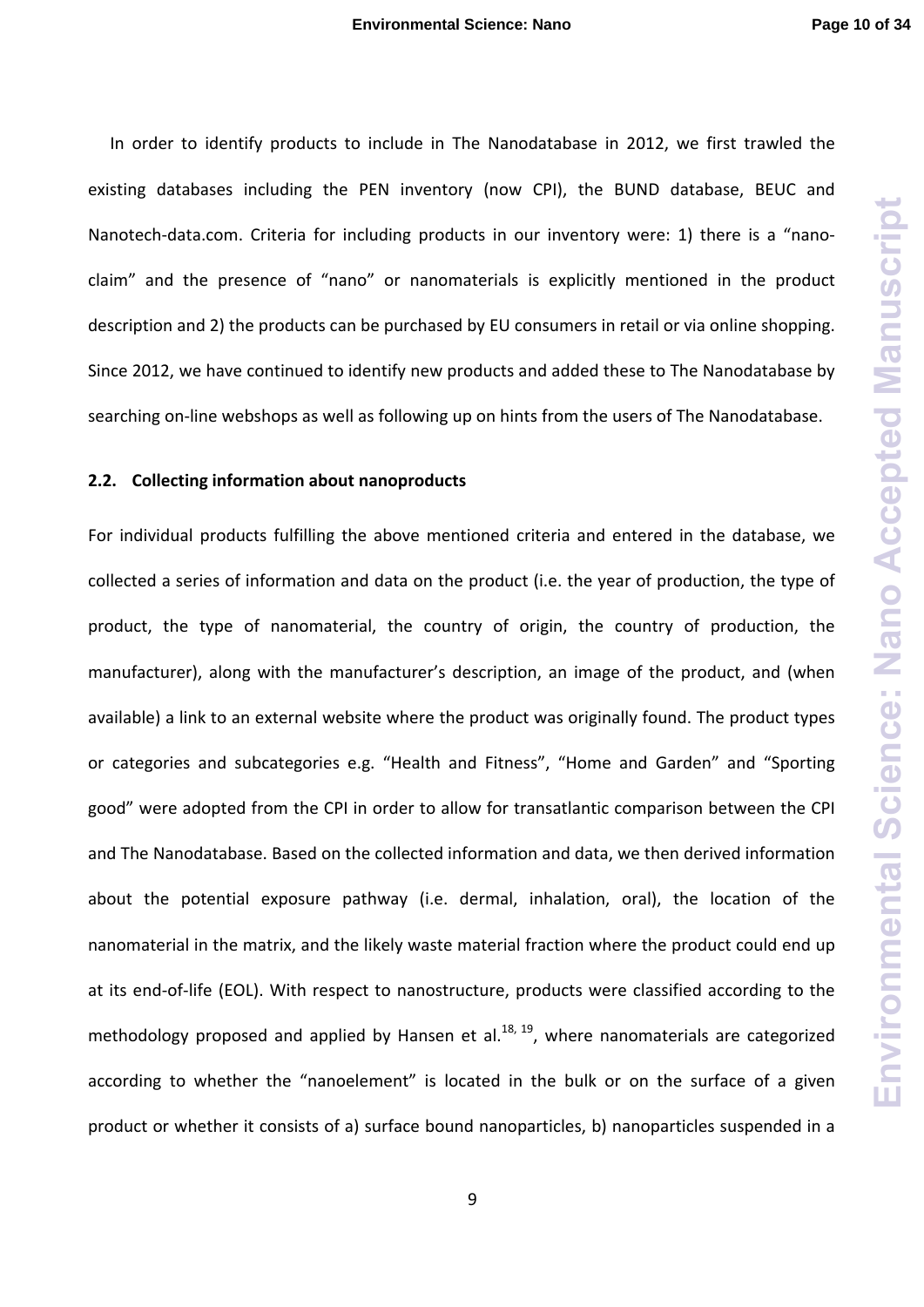In order to identify products to include in The Nanodatabase in 2012, we first trawled the existing databases including the PEN inventory (now CPI), the BUND database, BEUC and Nanotech-data.com. Criteria for including products in our inventory were: 1) there is a "nano-claim" and the presence of "nano" or nanomaterials is explicitly mentioned in the product description and 2) the products can be purchased by EU consumers in retail or via online shopping. Since 2012, we have continued to identify new products and added these to The Nanodatabase by searching on-line webshops as well as following up on hints from the users of The Nanodatabase.

### 2.2. Collecting information about nanoproducts

For individual products fulfilling the above mentioned criteria and entered in the database, we collected a series of information and data on the product (i.e. the year of production, the type of product, the type of nanomaterial, the country of origin, the country of production, the manufacturer), along with the manufacturer's description, an image of the product, and (when available) a link to an external website where the product was originally found. The product types or categories and subcategories e.g. "Health and Fitness", "Home and Garden" and "Sporting good" were adopted from the CPI in order to allow for transatlantic comparison between the CPI and The Nanodatabase. Based on the collected information and data, we then derived information about the potential exposure pathway (i.e. dermal, inhalation, oral), the location of the nanomaterial in the matrix, and the likely waste material fraction where the product could end up at its end-of-life (EOL). With respect to nanostructure, products were classified according to the methodology proposed and applied by Hansen et al.[18, 19], where nanomaterials are categorized according to whether the "nanoelement" is located in the bulk or on the surface of a given product or whether it consists of a) surface bound nanoparticles, b) nanoparticles suspended in a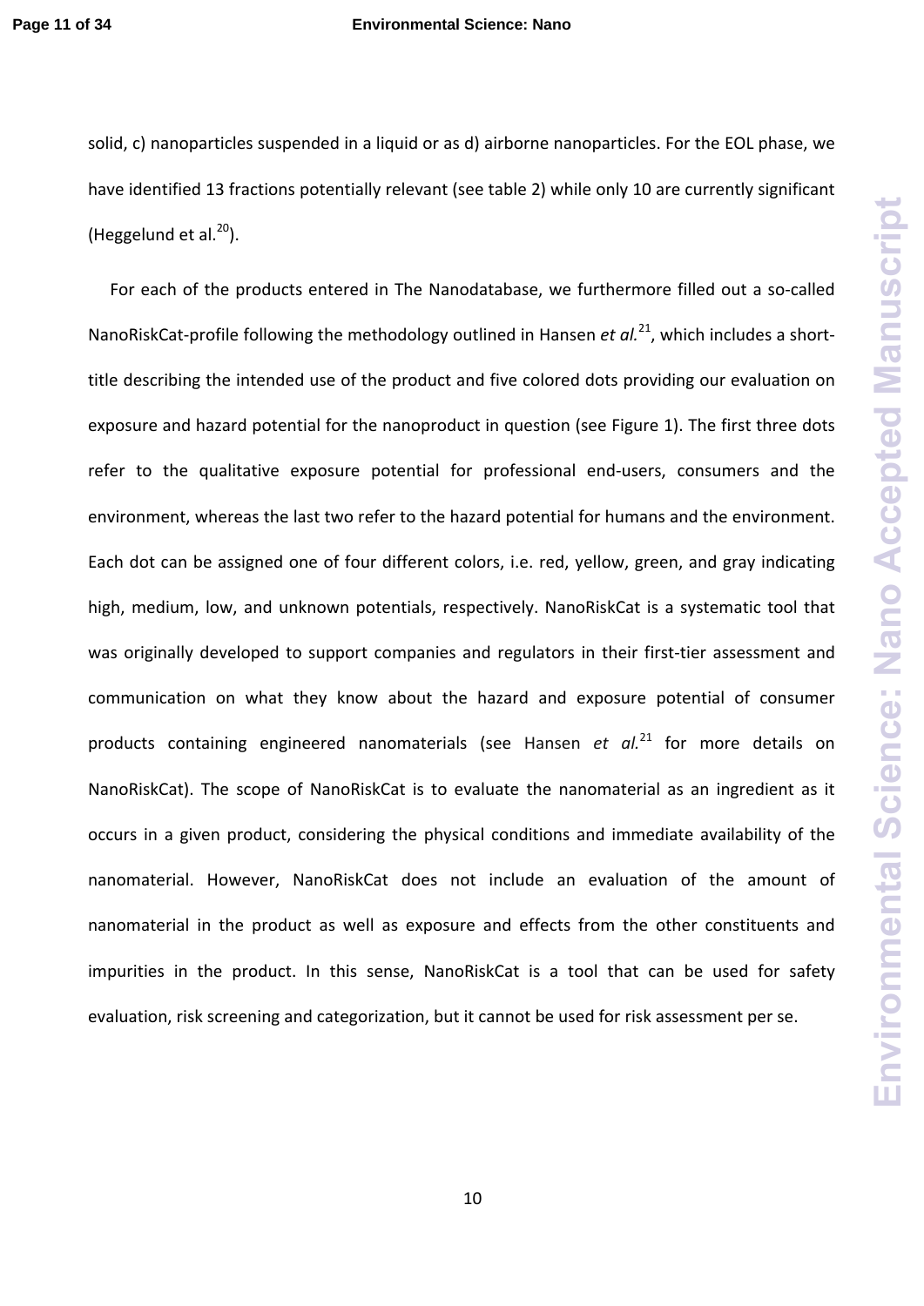solid, c) nanoparticles suspended in a liquid or as d) airborne nanoparticles. For the EOL phase, we have identified 13 fractions potentially relevant (see table 2) while only 10 are currently significant (Heggelund et al.[20]).

For each of the products entered in The Nanodatabase, we furthermore filled out a so-called NanoRiskCat-profile following the methodology outlined in Hansen *et al.*[21], which includes a short-title describing the intended use of the product and five colored dots providing our evaluation on exposure and hazard potential for the nanoproduct in question (see Figure 1). The first three dots refer to the qualitative exposure potential for professional end-users, consumers and the environment, whereas the last two refer to the hazard potential for humans and the environment. Each dot can be assigned one of four different colors, i.e. red, yellow, green, and gray indicating high, medium, low, and unknown potentials, respectively. NanoRiskCat is a systematic tool that was originally developed to support companies and regulators in their first-tier assessment and communication on what they know about the hazard and exposure potential of consumer products containing engineered nanomaterials (see Hansen *et al.*[21] for more details on NanoRiskCat). The scope of NanoRiskCat is to evaluate the nanomaterial as an ingredient as it occurs in a given product, considering the physical conditions and immediate availability of the nanomaterial. However, NanoRiskCat does not include an evaluation of the amount of nanomaterial in the product as well as exposure and effects from the other constituents and impurities in the product. In this sense, NanoRiskCat is a tool that can be used for safety evaluation, risk screening and categorization, but it cannot be used for risk assessment per se.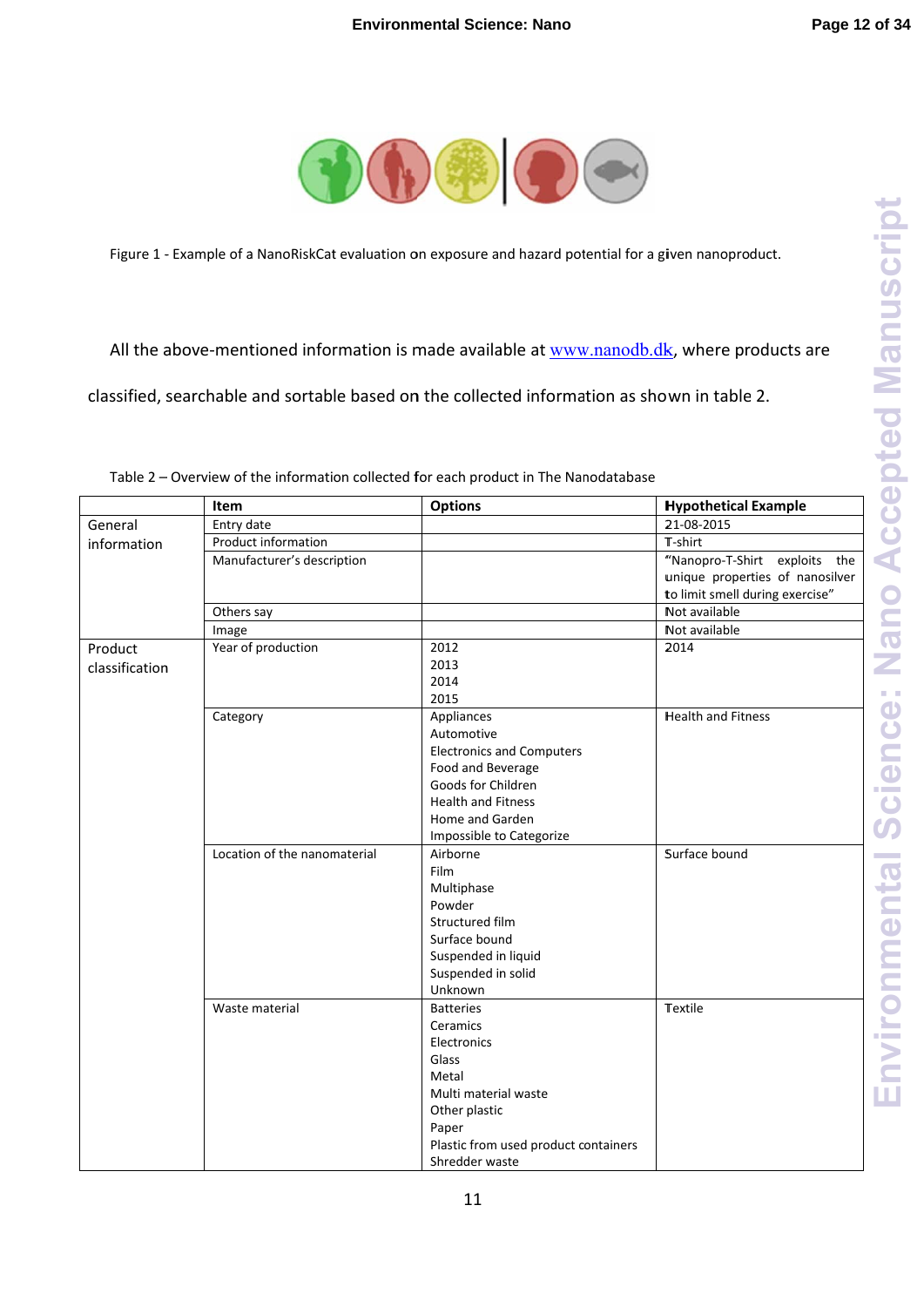Figure 1 - Example of a NanoRiskCat evaluation on exposure and hazard potential for a given nanoproduct.

All the above-mentioned information is made available at www.nanodb.dk, where products are classified, searchable and sortable based on the collected information as shown in table 2.

Table 2 – Overview of the information collected for each product in The Nanodatabase

| | Item | Options | Hypothetical Example |
|---|---|---|---|
| General information | Entry date | | 21-08-2015 |
| | Product information | | T-shirt |
| | Manufacturer's description | | "Nanopro-T-Shirt exploits the unique properties of nanosilver to limit smell during exercise" |
| | Others say | | Not available |
| | Image | | Not available |
| Product classification | Year of production | 2012<br>2013<br>2014<br>2015 | 2014 |
| | Category | Appliances<br>Automotive<br>Electronics and Computers<br>Food and Beverage<br>Goods for Children<br>Health and Fitness<br>Home and Garden<br>Impossible to Categorize | Health and Fitness |
| | Location of the nanomaterial | Airborne<br>Film<br>Multiphase<br>Powder<br>Structured film<br>Surface bound<br>Suspended in liquid<br>Suspended in solid<br>Unknown | Surface bound |
| | Waste material | Batteries<br>Ceramics<br>Electronics<br>Glass<br>Metal<br>Multi material waste<br>Other plastic<br>Paper<br>Plastic from used product containers<br>Shredder waste | Textile |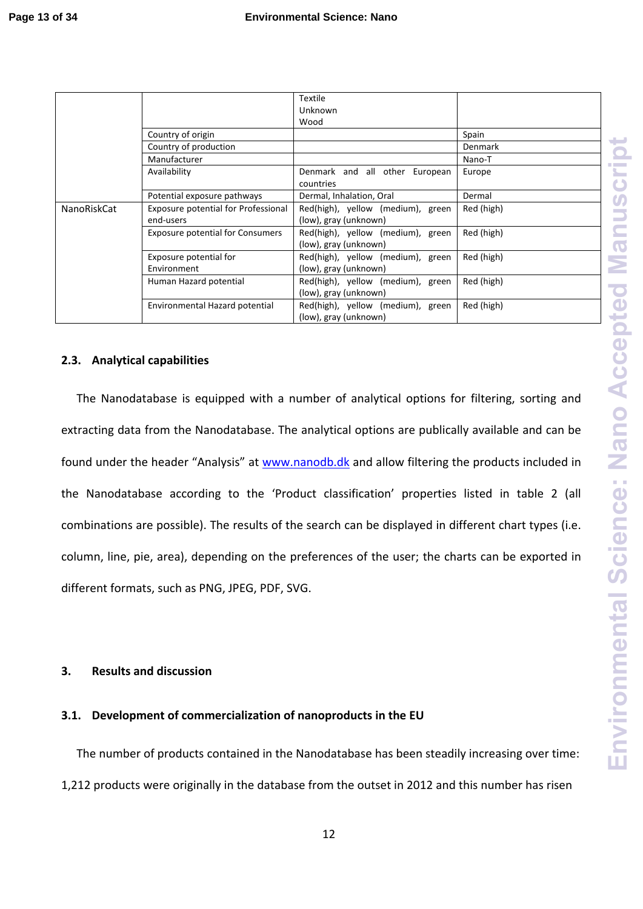|  |  | Textile<br>Unknown<br>Wood |  |
|---|---|---|---|
|  | Country of origin |  | Spain |
|  | Country of production |  | Denmark |
|  | Manufacturer |  | Nano-T |
|  | Availability | Denmark and all other European countries | Europe |
|  | Potential exposure pathways | Dermal, Inhalation, Oral | Dermal |
| NanoRiskCat | Exposure potential for Professional end-users | Red(high), yellow (medium), green (low), gray (unknown) | Red (high) |
|  | Exposure potential for Consumers | Red(high), yellow (medium), green (low), gray (unknown) | Red (high) |
|  | Exposure potential for Environment | Red(high), yellow (medium), green (low), gray (unknown) | Red (high) |
|  | Human Hazard potential | Red(high), yellow (medium), green (low), gray (unknown) | Red (high) |
|  | Environmental Hazard potential | Red(high), yellow (medium), green (low), gray (unknown) | Red (high) |

### 2.3. Analytical capabilities

The Nanodatabase is equipped with a number of analytical options for filtering, sorting and extracting data from the Nanodatabase. The analytical options are publically available and can be found under the header "Analysis" at www.nanodb.dk and allow filtering the products included in the Nanodatabase according to the 'Product classification' properties listed in table 2 (all combinations are possible). The results of the search can be displayed in different chart types (i.e. column, line, pie, area), depending on the preferences of the user; the charts can be exported in different formats, such as PNG, JPEG, PDF, SVG.

## 3. Results and discussion

### 3.1. Development of commercialization of nanoproducts in the EU

The number of products contained in the Nanodatabase has been steadily increasing over time: 1,212 products were originally in the database from the outset in 2012 and this number has risen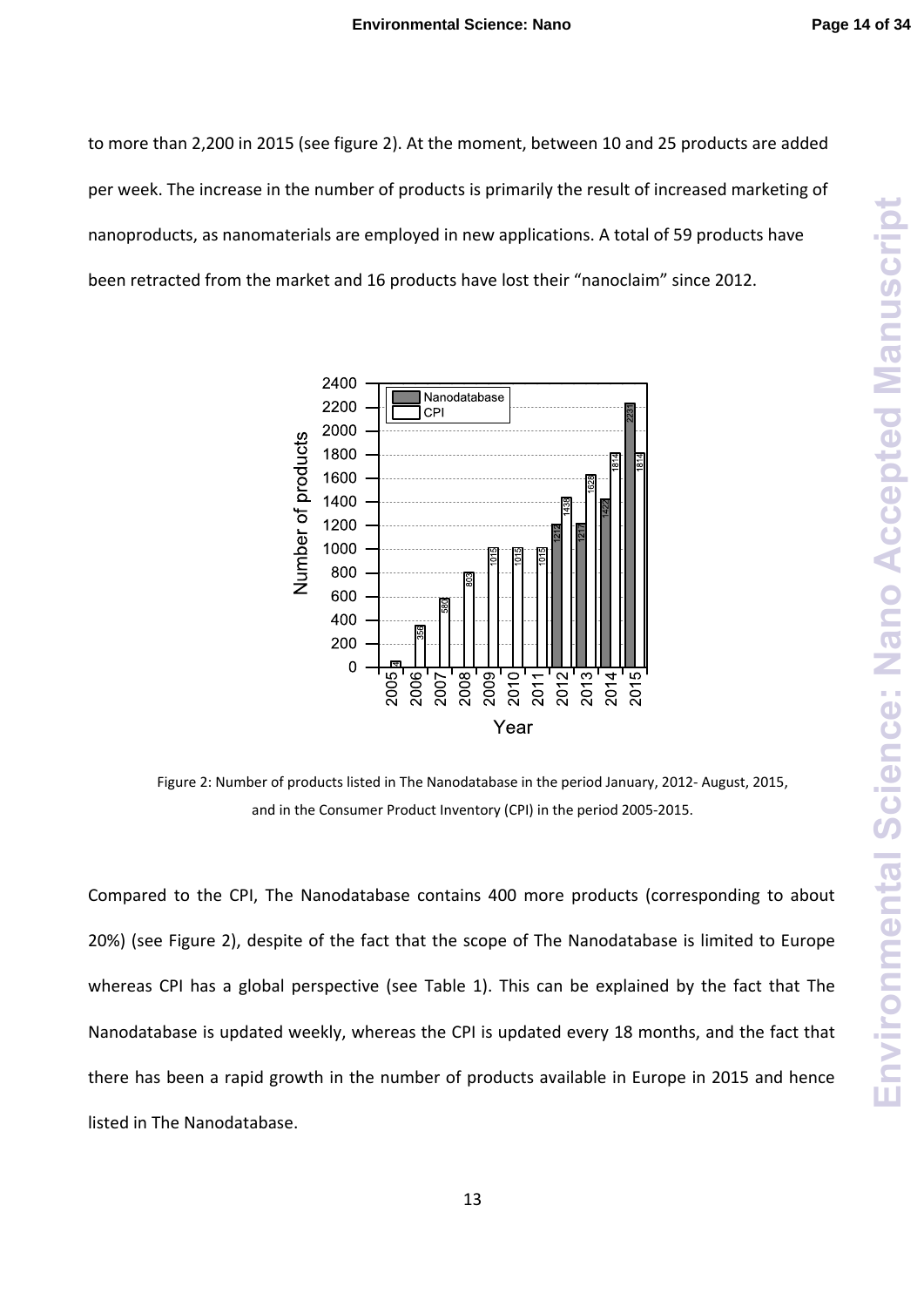to more than 2,200 in 2015 (see figure 2). At the moment, between 10 and 25 products are added per week. The increase in the number of products is primarily the result of increased marketing of nanoproducts, as nanomaterials are employed in new applications. A total of 59 products have been retracted from the market and 16 products have lost their "nanoclaim" since 2012.

Figure 2: Number of products listed in The Nanodatabase in the period January, 2012- August, 2015, and in the Consumer Product Inventory (CPI) in the period 2005-2015.

Compared to the CPI, The Nanodatabase contains 400 more products (corresponding to about 20%) (see Figure 2), despite of the fact that the scope of The Nanodatabase is limited to Europe whereas CPI has a global perspective (see Table 1). This can be explained by the fact that The Nanodatabase is updated weekly, whereas the CPI is updated every 18 months, and the fact that there has been a rapid growth in the number of products available in Europe in 2015 and hence listed in The Nanodatabase.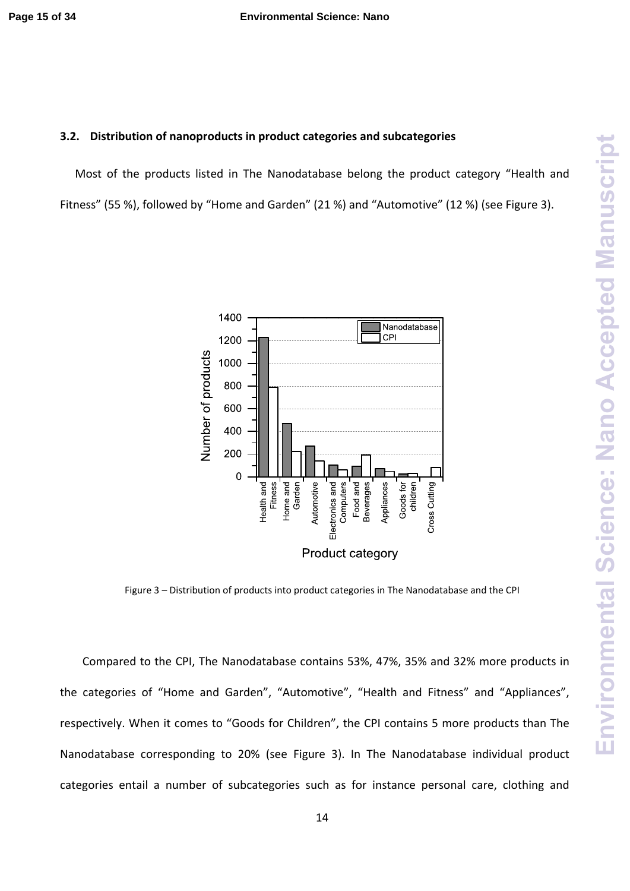### 3.2. Distribution of nanoproducts in product categories and subcategories

Most of the products listed in The Nanodatabase belong the product category "Health and Fitness" (55 %), followed by "Home and Garden" (21 %) and "Automotive" (12 %) (see Figure 3).

Figure 3 – Distribution of products into product categories in The Nanodatabase and the CPI

Compared to the CPI, The Nanodatabase contains 53%, 47%, 35% and 32% more products in the categories of "Home and Garden", "Automotive", "Health and Fitness" and "Appliances", respectively. When it comes to "Goods for Children", the CPI contains 5 more products than The Nanodatabase corresponding to 20% (see Figure 3). In The Nanodatabase individual product categories entail a number of subcategories such as for instance personal care, clothing and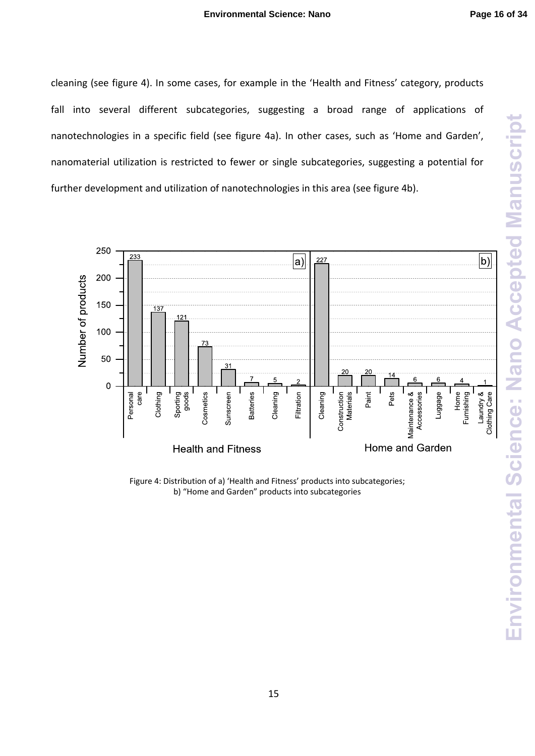cleaning (see figure 4). In some cases, for example in the 'Health and Fitness' category, products fall into several different subcategories, suggesting a broad range of applications of nanotechnologies in a specific field (see figure 4a). In other cases, such as 'Home and Garden', nanomaterial utilization is restricted to fewer or single subcategories, suggesting a potential for further development and utilization of nanotechnologies in this area (see figure 4b).

Figure 4: Distribution of a) 'Health and Fitness' products into subcategories; b) "Home and Garden" products into subcategories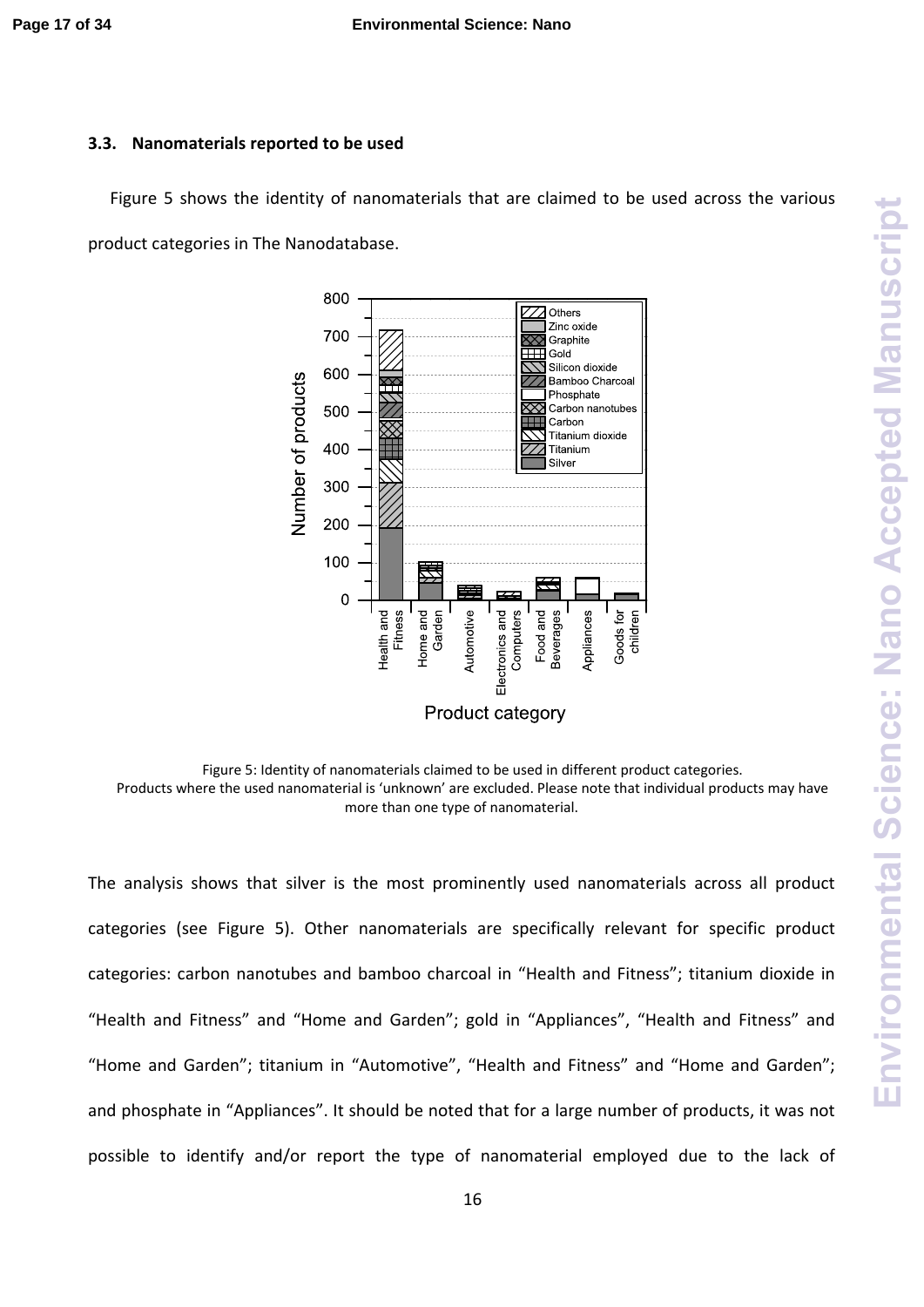### 3.3. Nanomaterials reported to be used

Figure 5 shows the identity of nanomaterials that are claimed to be used across the various product categories in The Nanodatabase.

Figure 5: Identity of nanomaterials claimed to be used in different product categories.
Products where the used nanomaterial is 'unknown' are excluded. Please note that individual products may have more than one type of nanomaterial.

The analysis shows that silver is the most prominently used nanomaterials across all product categories (see Figure 5). Other nanomaterials are specifically relevant for specific product categories: carbon nanotubes and bamboo charcoal in "Health and Fitness"; titanium dioxide in "Health and Fitness" and "Home and Garden"; gold in "Appliances", "Health and Fitness" and "Home and Garden"; titanium in "Automotive", "Health and Fitness" and "Home and Garden"; and phosphate in "Appliances". It should be noted that for a large number of products, it was not possible to identify and/or report the type of nanomaterial employed due to the lack of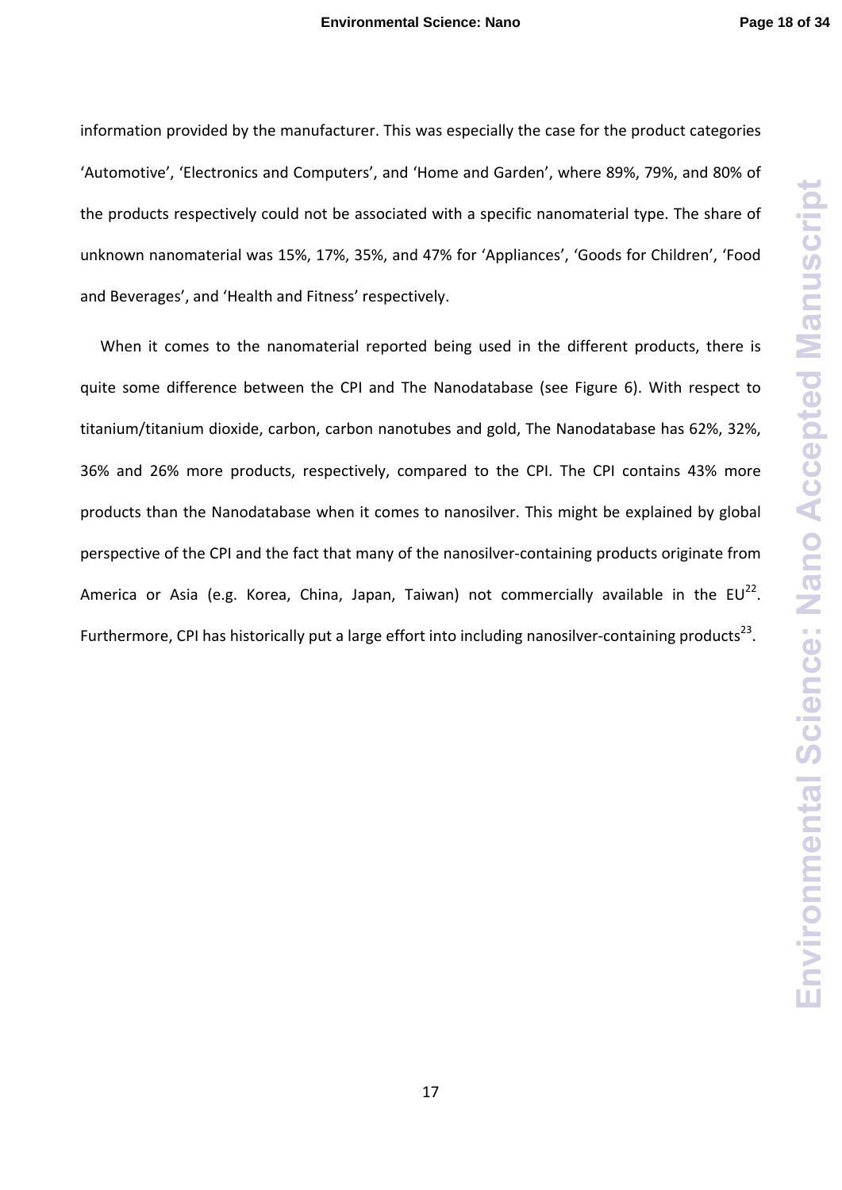information provided by the manufacturer. This was especially the case for the product categories 'Automotive', 'Electronics and Computers', and 'Home and Garden', where 89%, 79%, and 80% of the products respectively could not be associated with a specific nanomaterial type. The share of unknown nanomaterial was 15%, 17%, 35%, and 47% for 'Appliances', 'Goods for Children', 'Food and Beverages', and 'Health and Fitness' respectively.

When it comes to the nanomaterial reported being used in the different products, there is quite some difference between the CPI and The Nanodatabase (see Figure 6). With respect to titanium/titanium dioxide, carbon, carbon nanotubes and gold, The Nanodatabase has 62%, 32%, 36% and 26% more products, respectively, compared to the CPI. The CPI contains 43% more products than the Nanodatabase when it comes to nanosilver. This might be explained by global perspective of the CPI and the fact that many of the nanosilver-containing products originate from America or Asia (e.g. Korea, China, Japan, Taiwan) not commercially available in the EU[22]. Furthermore, CPI has historically put a large effort into including nanosilver-containing products[23].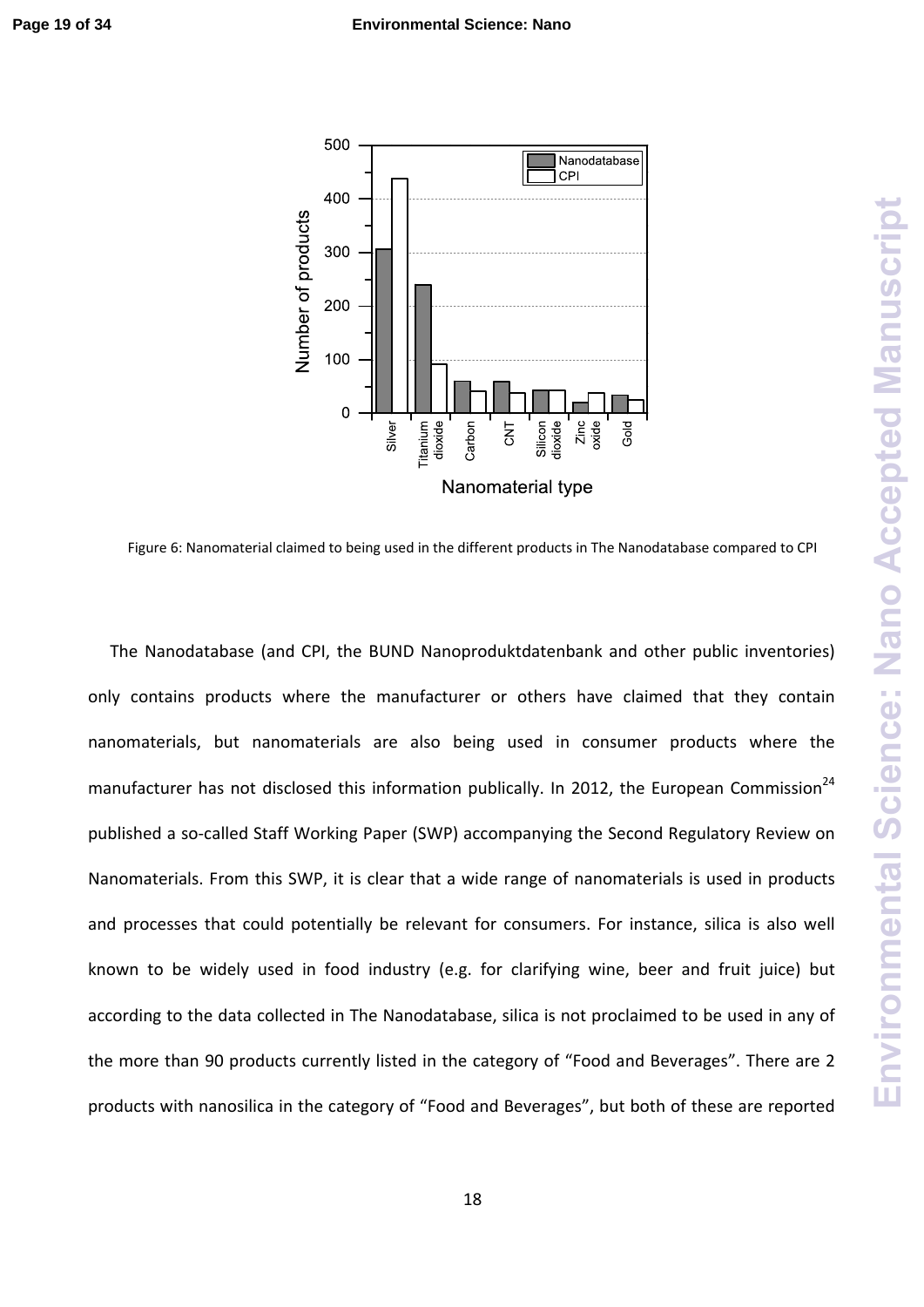Figure 6: Nanomaterial claimed to being used in the different products in The Nanodatabase compared to CPI

The Nanodatabase (and CPI, the BUND Nanoproduktdatenbank and other public inventories) only contains products where the manufacturer or others have claimed that they contain nanomaterials, but nanomaterials are also being used in consumer products where the manufacturer has not disclosed this information publically. In 2012, the European Commission[24] published a so-called Staff Working Paper (SWP) accompanying the Second Regulatory Review on Nanomaterials. From this SWP, it is clear that a wide range of nanomaterials is used in products and processes that could potentially be relevant for consumers. For instance, silica is also well known to be widely used in food industry (e.g. for clarifying wine, beer and fruit juice) but according to the data collected in The Nanodatabase, silica is not proclaimed to be used in any of the more than 90 products currently listed in the category of "Food and Beverages". There are 2 products with nanosilica in the category of "Food and Beverages", but both of these are reported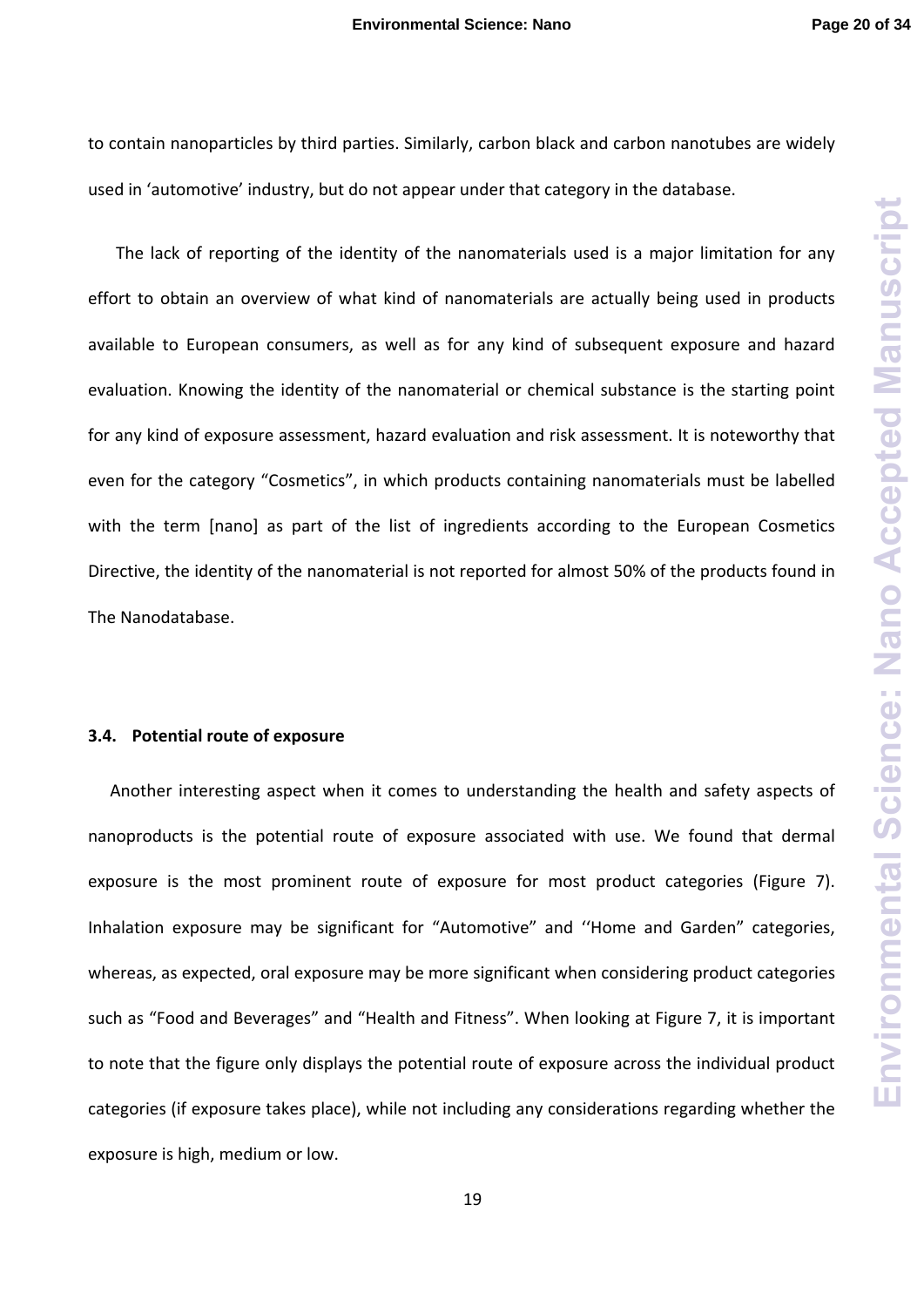to contain nanoparticles by third parties. Similarly, carbon black and carbon nanotubes are widely used in 'automotive' industry, but do not appear under that category in the database.

The lack of reporting of the identity of the nanomaterials used is a major limitation for any effort to obtain an overview of what kind of nanomaterials are actually being used in products available to European consumers, as well as for any kind of subsequent exposure and hazard evaluation. Knowing the identity of the nanomaterial or chemical substance is the starting point for any kind of exposure assessment, hazard evaluation and risk assessment. It is noteworthy that even for the category "Cosmetics", in which products containing nanomaterials must be labelled with the term [nano] as part of the list of ingredients according to the European Cosmetics Directive, the identity of the nanomaterial is not reported for almost 50% of the products found in The Nanodatabase.

### 3.4. Potential route of exposure

Another interesting aspect when it comes to understanding the health and safety aspects of nanoproducts is the potential route of exposure associated with use. We found that dermal exposure is the most prominent route of exposure for most product categories (Figure 7). Inhalation exposure may be significant for "Automotive" and ''Home and Garden" categories, whereas, as expected, oral exposure may be more significant when considering product categories such as "Food and Beverages" and "Health and Fitness". When looking at Figure 7, it is important to note that the figure only displays the potential route of exposure across the individual product categories (if exposure takes place), while not including any considerations regarding whether the exposure is high, medium or low.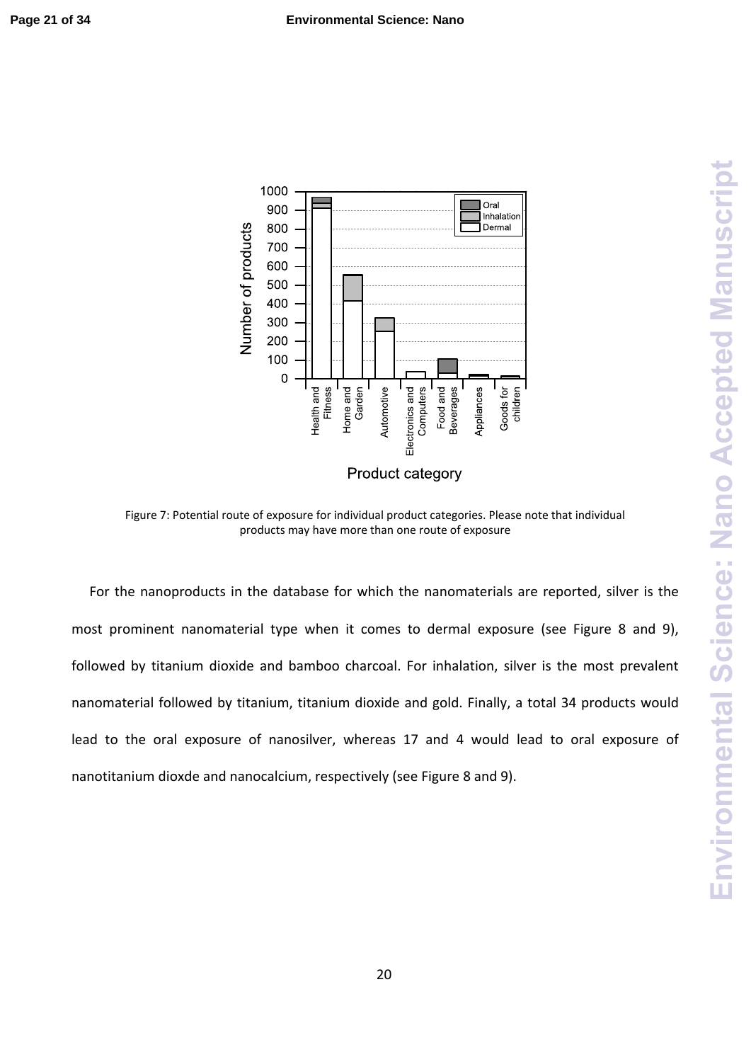Figure 7: Potential route of exposure for individual product categories. Please note that individual products may have more than one route of exposure

For the nanoproducts in the database for which the nanomaterials are reported, silver is the most prominent nanomaterial type when it comes to dermal exposure (see Figure 8 and 9), followed by titanium dioxide and bamboo charcoal. For inhalation, silver is the most prevalent nanomaterial followed by titanium, titanium dioxide and gold. Finally, a total 34 products would lead to the oral exposure of nanosilver, whereas 17 and 4 would lead to oral exposure of nanotitanium dioxde and nanocalcium, respectively (see Figure 8 and 9).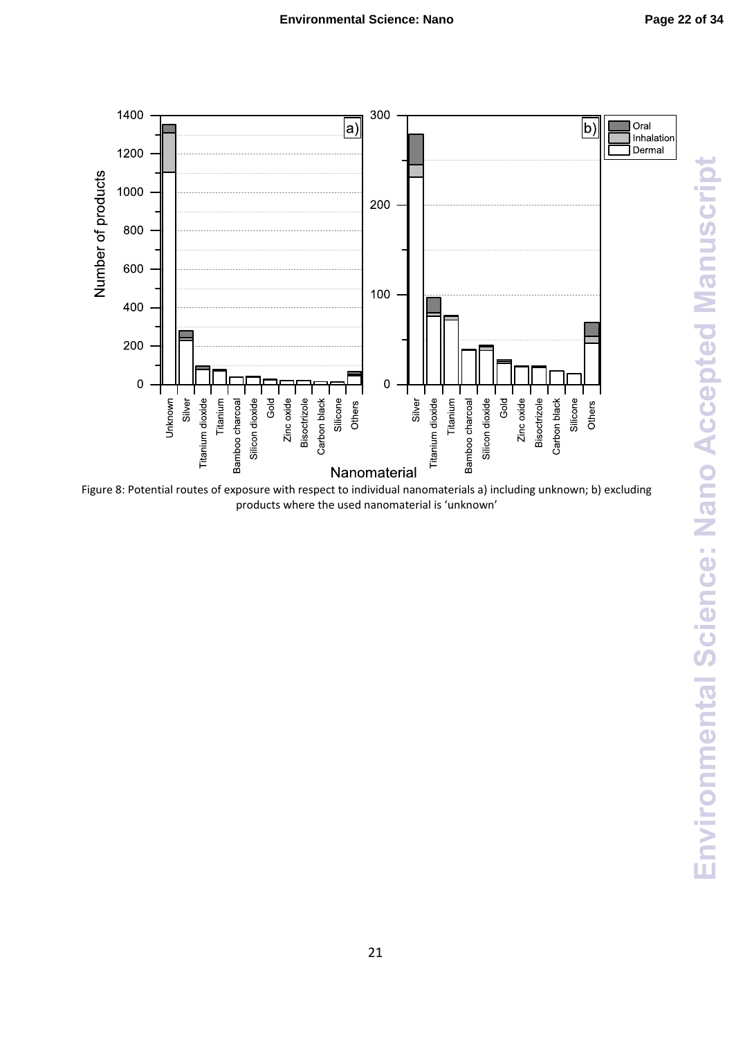Figure 8: Potential routes of exposure with respect to individual nanomaterials a) including unknown; b) excluding products where the used nanomaterial is 'unknown'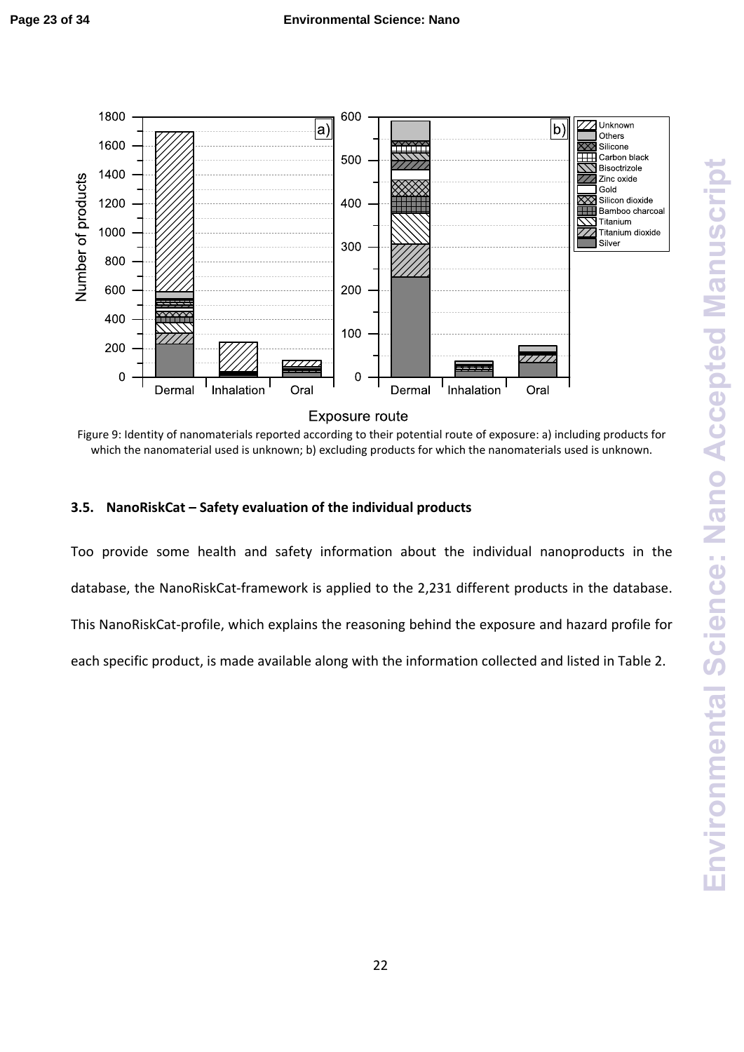Figure 9: Identity of nanomaterials reported according to their potential route of exposure: a) including products for which the nanomaterial used is unknown; b) excluding products for which the nanomaterials used is unknown.

### 3.5. NanoRiskCat – Safety evaluation of the individual products

Too provide some health and safety information about the individual nanoproducts in the database, the NanoRiskCat-framework is applied to the 2,231 different products in the database. This NanoRiskCat-profile, which explains the reasoning behind the exposure and hazard profile for each specific product, is made available along with the information collected and listed in Table 2.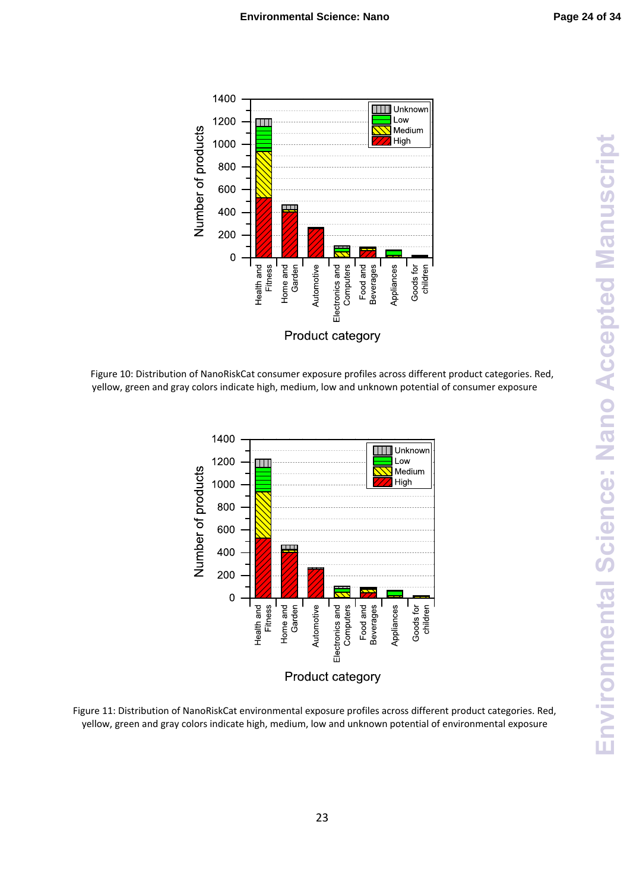Figure 10: Distribution of NanoRiskCat consumer exposure profiles across different product categories. Red, yellow, green and gray colors indicate high, medium, low and unknown potential of consumer exposure

Figure 11: Distribution of NanoRiskCat environmental exposure profiles across different product categories. Red, yellow, green and gray colors indicate high, medium, low and unknown potential of environmental exposure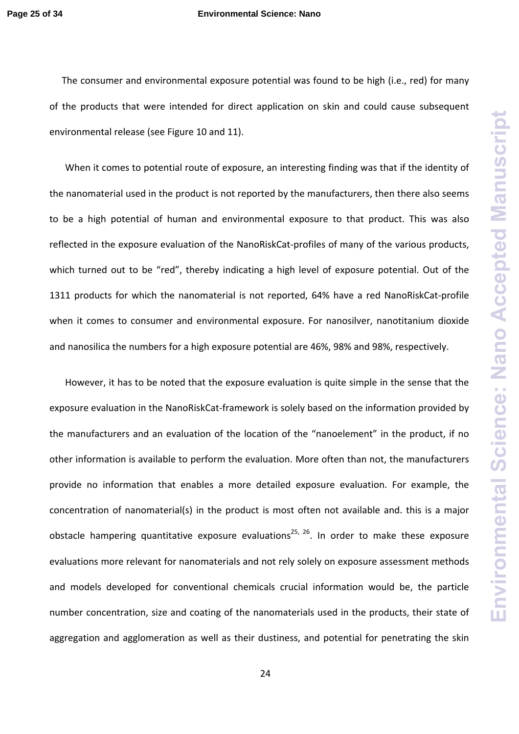The consumer and environmental exposure potential was found to be high (i.e., red) for many of the products that were intended for direct application on skin and could cause subsequent environmental release (see Figure 10 and 11).

When it comes to potential route of exposure, an interesting finding was that if the identity of the nanomaterial used in the product is not reported by the manufacturers, then there also seems to be a high potential of human and environmental exposure to that product. This was also reflected in the exposure evaluation of the NanoRiskCat-profiles of many of the various products, which turned out to be "red", thereby indicating a high level of exposure potential. Out of the 1311 products for which the nanomaterial is not reported, 64% have a red NanoRiskCat-profile when it comes to consumer and environmental exposure. For nanosilver, nanotitanium dioxide and nanosilica the numbers for a high exposure potential are 46%, 98% and 98%, respectively.

However, it has to be noted that the exposure evaluation is quite simple in the sense that the exposure evaluation in the NanoRiskCat-framework is solely based on the information provided by the manufacturers and an evaluation of the location of the "nanoelement" in the product, if no other information is available to perform the evaluation. More often than not, the manufacturers provide no information that enables a more detailed exposure evaluation. For example, the concentration of nanomaterial(s) in the product is most often not available and. this is a major obstacle hampering quantitative exposure evaluations[25, 26]. In order to make these exposure evaluations more relevant for nanomaterials and not rely solely on exposure assessment methods and models developed for conventional chemicals crucial information would be, the particle number concentration, size and coating of the nanomaterials used in the products, their state of aggregation and agglomeration as well as their dustiness, and potential for penetrating the skin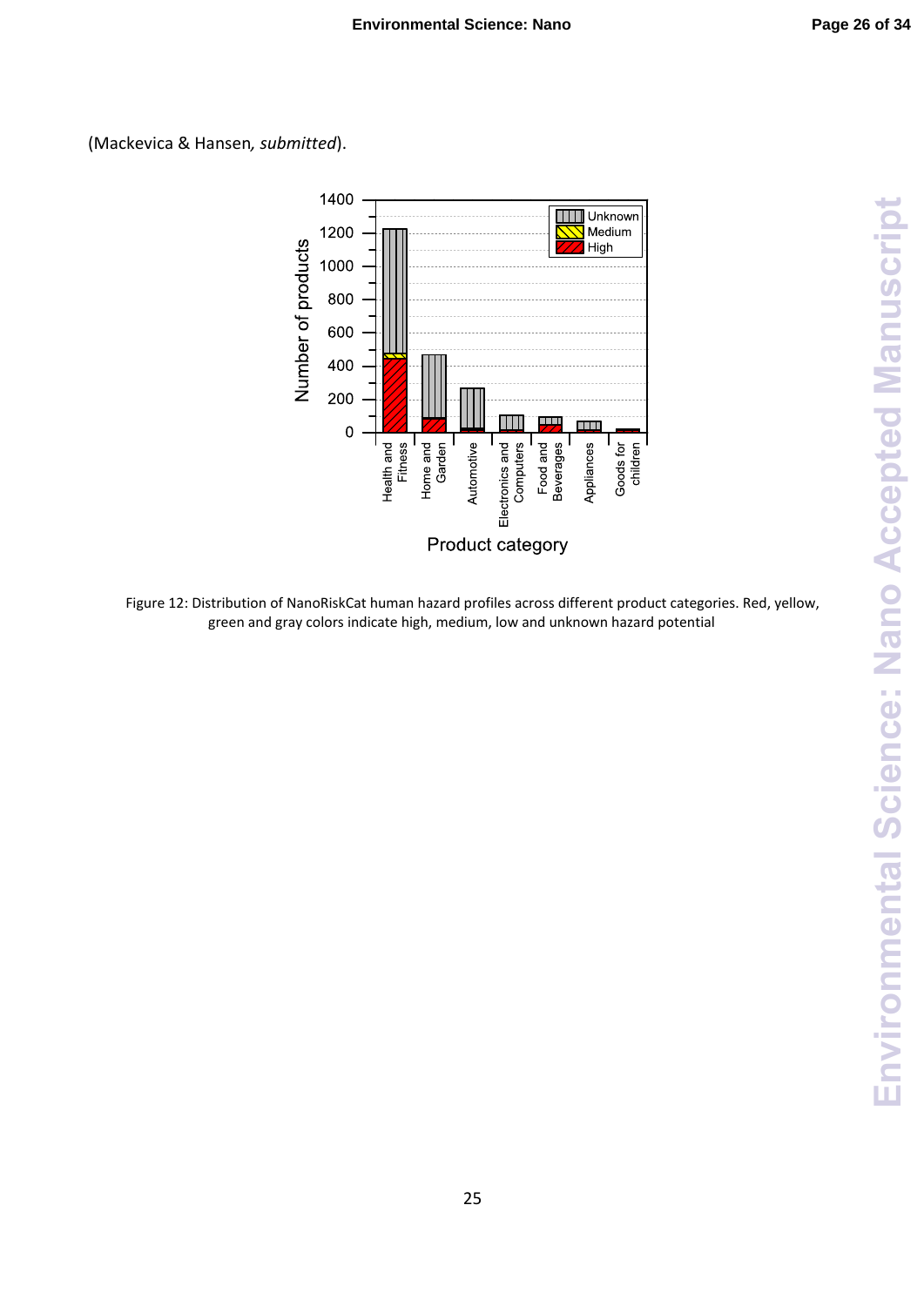(Mackevica & Hansen*, submitted*).

Figure 12: Distribution of NanoRiskCat human hazard profiles across different product categories. Red, yellow, green and gray colors indicate high, medium, low and unknown hazard potential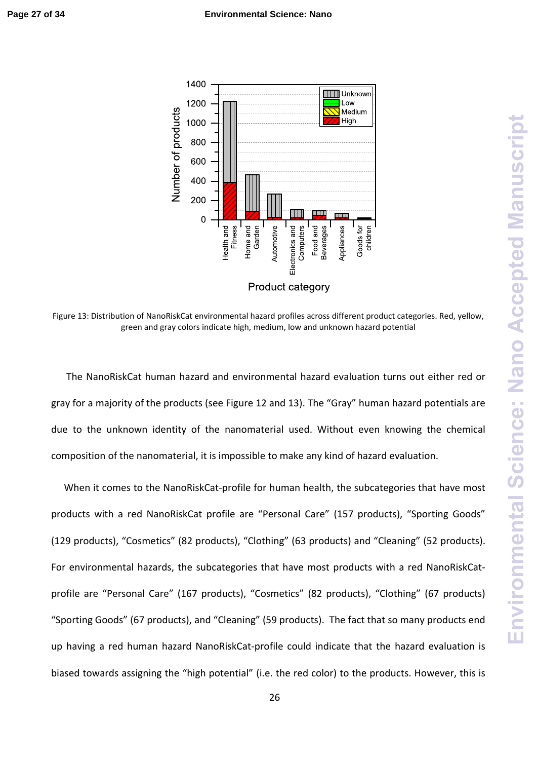Figure 13: Distribution of NanoRiskCat environmental hazard profiles across different product categories. Red, yellow, green and gray colors indicate high, medium, low and unknown hazard potential

The NanoRiskCat human hazard and environmental hazard evaluation turns out either red or gray for a majority of the products (see Figure 12 and 13). The "Gray" human hazard potentials are due to the unknown identity of the nanomaterial used. Without even knowing the chemical composition of the nanomaterial, it is impossible to make any kind of hazard evaluation.

When it comes to the NanoRiskCat-profile for human health, the subcategories that have most products with a red NanoRiskCat profile are "Personal Care" (157 products), "Sporting Goods" (129 products), "Cosmetics" (82 products), "Clothing" (63 products) and "Cleaning" (52 products). For environmental hazards, the subcategories that have most products with a red NanoRiskCat-profile are "Personal Care" (167 products), "Cosmetics" (82 products), "Clothing" (67 products) "Sporting Goods" (67 products), and "Cleaning" (59 products). The fact that so many products end up having a red human hazard NanoRiskCat-profile could indicate that the hazard evaluation is biased towards assigning the "high potential" (i.e. the red color) to the products. However, this is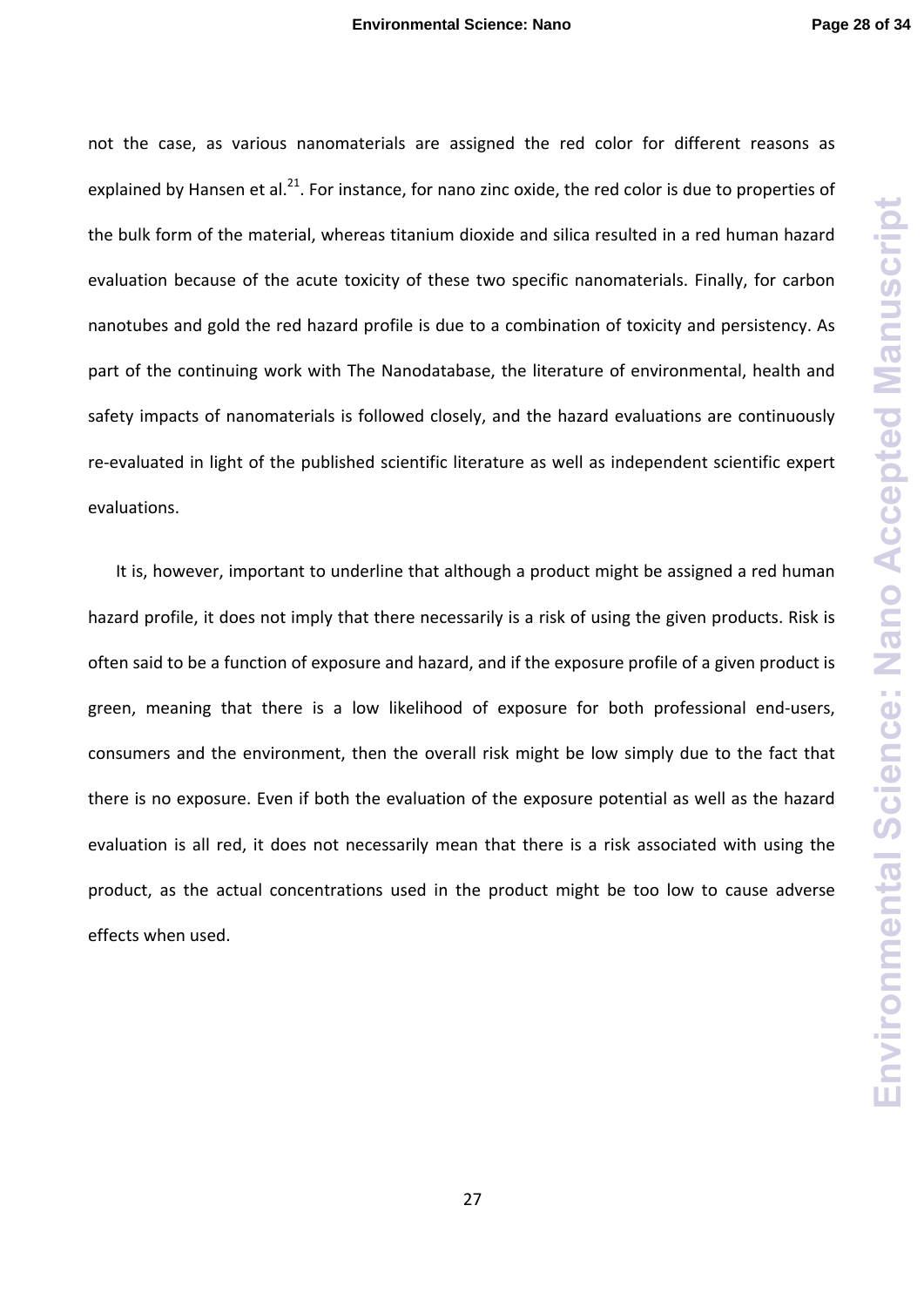not the case, as various nanomaterials are assigned the red color for different reasons as explained by Hansen et al.[21]. For instance, for nano zinc oxide, the red color is due to properties of the bulk form of the material, whereas titanium dioxide and silica resulted in a red human hazard evaluation because of the acute toxicity of these two specific nanomaterials. Finally, for carbon nanotubes and gold the red hazard profile is due to a combination of toxicity and persistency. As part of the continuing work with The Nanodatabase, the literature of environmental, health and safety impacts of nanomaterials is followed closely, and the hazard evaluations are continuously re-evaluated in light of the published scientific literature as well as independent scientific expert evaluations.

It is, however, important to underline that although a product might be assigned a red human hazard profile, it does not imply that there necessarily is a risk of using the given products. Risk is often said to be a function of exposure and hazard, and if the exposure profile of a given product is green, meaning that there is a low likelihood of exposure for both professional end-users, consumers and the environment, then the overall risk might be low simply due to the fact that there is no exposure. Even if both the evaluation of the exposure potential as well as the hazard evaluation is all red, it does not necessarily mean that there is a risk associated with using the product, as the actual concentrations used in the product might be too low to cause adverse effects when used.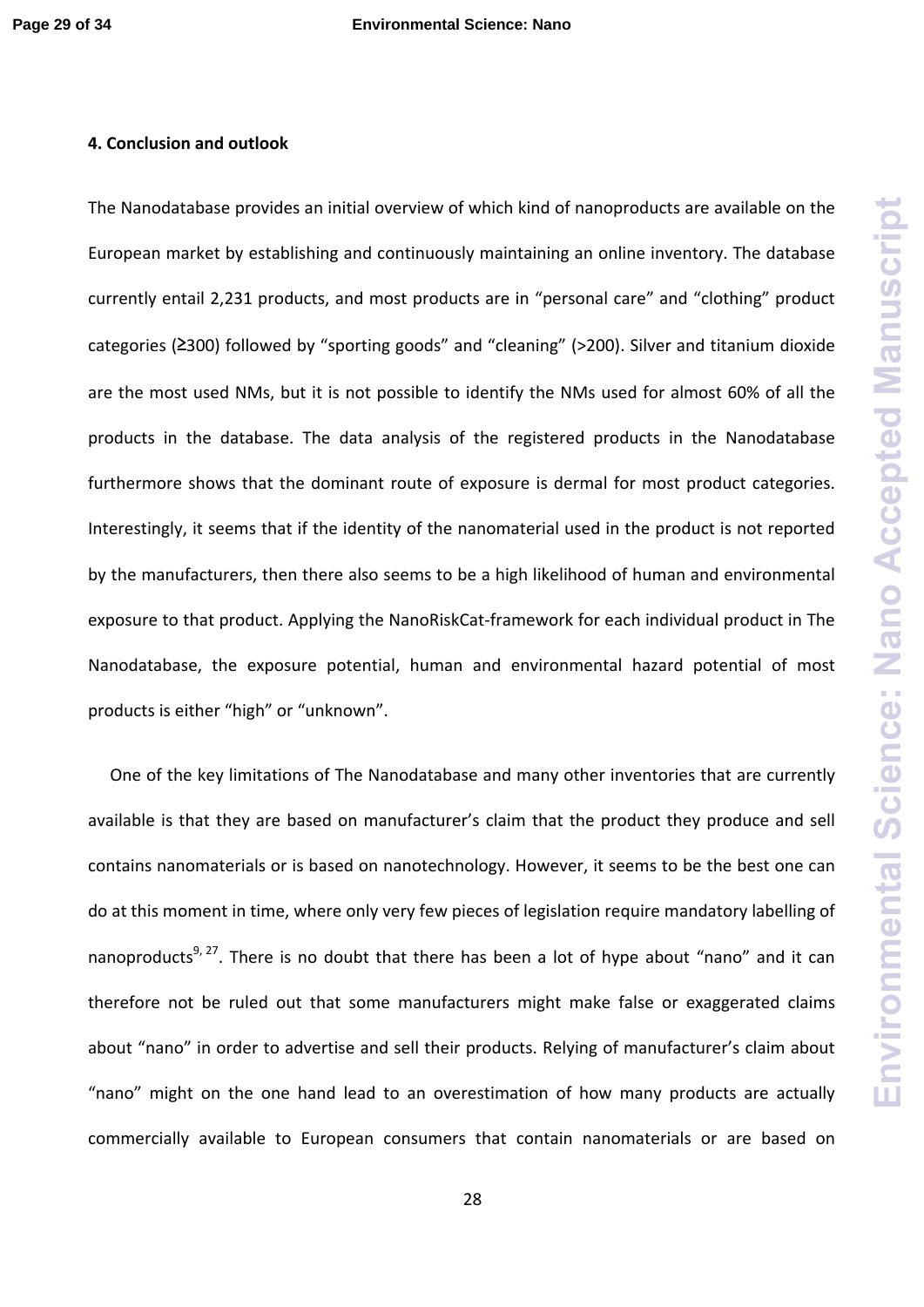**4. Conclusion and outlook**

The Nanodatabase provides an initial overview of which kind of nanoproducts are available on the European market by establishing and continuously maintaining an online inventory. The database currently entail 2,231 products, and most products are in “personal care” and “clothing” product categories (≥300) followed by “sporting goods” and “cleaning” (>200). Silver and titanium dioxide are the most used NMs, but it is not possible to identify the NMs used for almost 60% of all the products in the database. The data analysis of the registered products in the Nanodatabase furthermore shows that the dominant route of exposure is dermal for most product categories. Interestingly, it seems that if the identity of the nanomaterial used in the product is not reported by the manufacturers, then there also seems to be a high likelihood of human and environmental exposure to that product. Applying the NanoRiskCat-framework for each individual product in The Nanodatabase, the exposure potential, human and environmental hazard potential of most products is either “high” or “unknown”.

One of the key limitations of The Nanodatabase and many other inventories that are currently available is that they are based on manufacturer’s claim that the product they produce and sell contains nanomaterials or is based on nanotechnology. However, it seems to be the best one can do at this moment in time, where only very few pieces of legislation require mandatory labelling of nanoproducts[9, 27]. There is no doubt that there has been a lot of hype about “nano” and it can therefore not be ruled out that some manufacturers might make false or exaggerated claims about “nano” in order to advertise and sell their products. Relying of manufacturer’s claim about “nano” might on the one hand lead to an overestimation of how many products are actually commercially available to European consumers that contain nanomaterials or are based on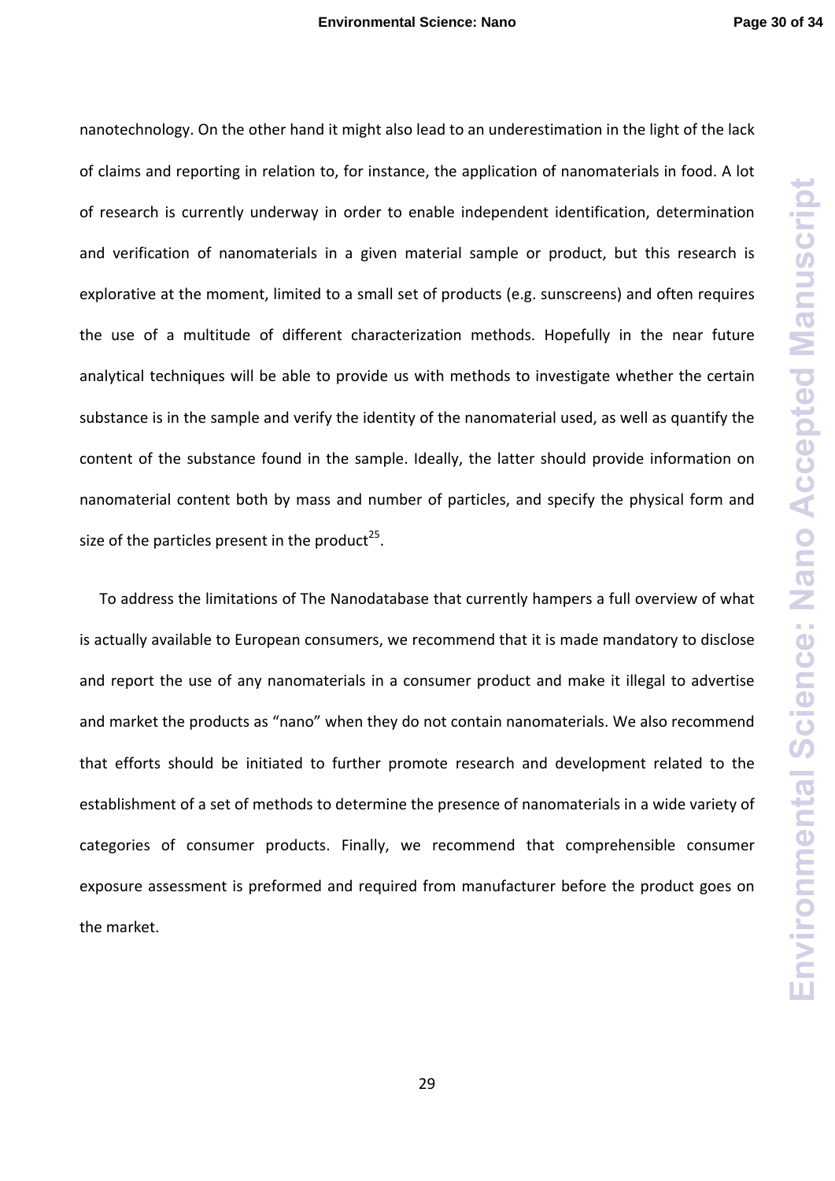nanotechnology. On the other hand it might also lead to an underestimation in the light of the lack of claims and reporting in relation to, for instance, the application of nanomaterials in food. A lot of research is currently underway in order to enable independent identification, determination and verification of nanomaterials in a given material sample or product, but this research is explorative at the moment, limited to a small set of products (e.g. sunscreens) and often requires the use of a multitude of different characterization methods. Hopefully in the near future analytical techniques will be able to provide us with methods to investigate whether the certain substance is in the sample and verify the identity of the nanomaterial used, as well as quantify the content of the substance found in the sample. Ideally, the latter should provide information on nanomaterial content both by mass and number of particles, and specify the physical form and size of the particles present in the product[25].

To address the limitations of The Nanodatabase that currently hampers a full overview of what is actually available to European consumers, we recommend that it is made mandatory to disclose and report the use of any nanomaterials in a consumer product and make it illegal to advertise and market the products as "nano" when they do not contain nanomaterials. We also recommend that efforts should be initiated to further promote research and development related to the establishment of a set of methods to determine the presence of nanomaterials in a wide variety of categories of consumer products. Finally, we recommend that comprehensible consumer exposure assessment is preformed and required from manufacturer before the product goes on the market.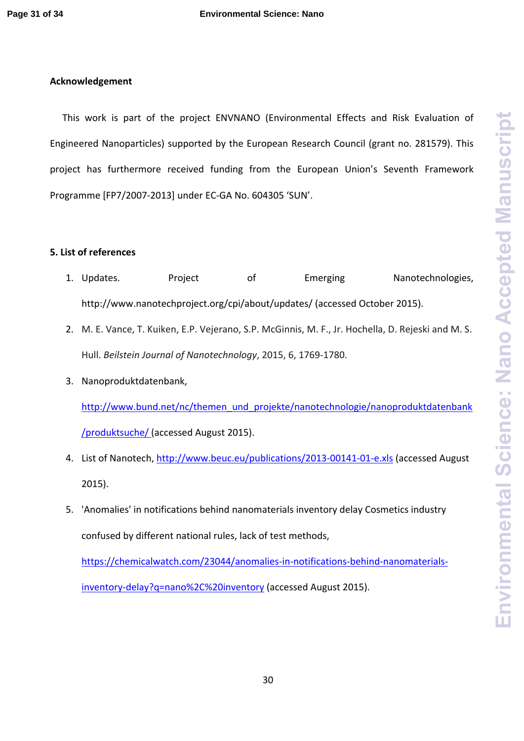**Acknowledgement**

This work is part of the project ENVNANO (Environmental Effects and Risk Evaluation of Engineered Nanoparticles) supported by the European Research Council (grant no. 281579). This project has furthermore received funding from the European Union's Seventh Framework Programme [FP7/2007-2013] under EC-GA No. 604305 'SUN'.

**5. List of references**

1. Updates. Project of Emerging Nanotechnologies, http://www.nanotechproject.org/cpi/about/updates/ (accessed October 2015).
2. M. E. Vance, T. Kuiken, E.P. Vejerano, S.P. McGinnis, M. F., Jr. Hochella, D. Rejeski and M. S. Hull. *Beilstein Journal of Nanotechnology*, 2015, 6, 1769-1780.
3. Nanoproduktdatenbank, http://www.bund.net/nc/themen_und_projekte/nanotechnologie/nanoproduktdatenbank/produktsuche/ (accessed August 2015).
4. List of Nanotech, http://www.beuc.eu/publications/2013-00141-01-e.xls (accessed August 2015).
5. 'Anomalies' in notifications behind nanomaterials inventory delay Cosmetics industry confused by different national rules, lack of test methods, https://chemicalwatch.com/23044/anomalies-in-notifications-behind-nanomaterials-inventory-delay?q=nano%2C%20inventory (accessed August 2015).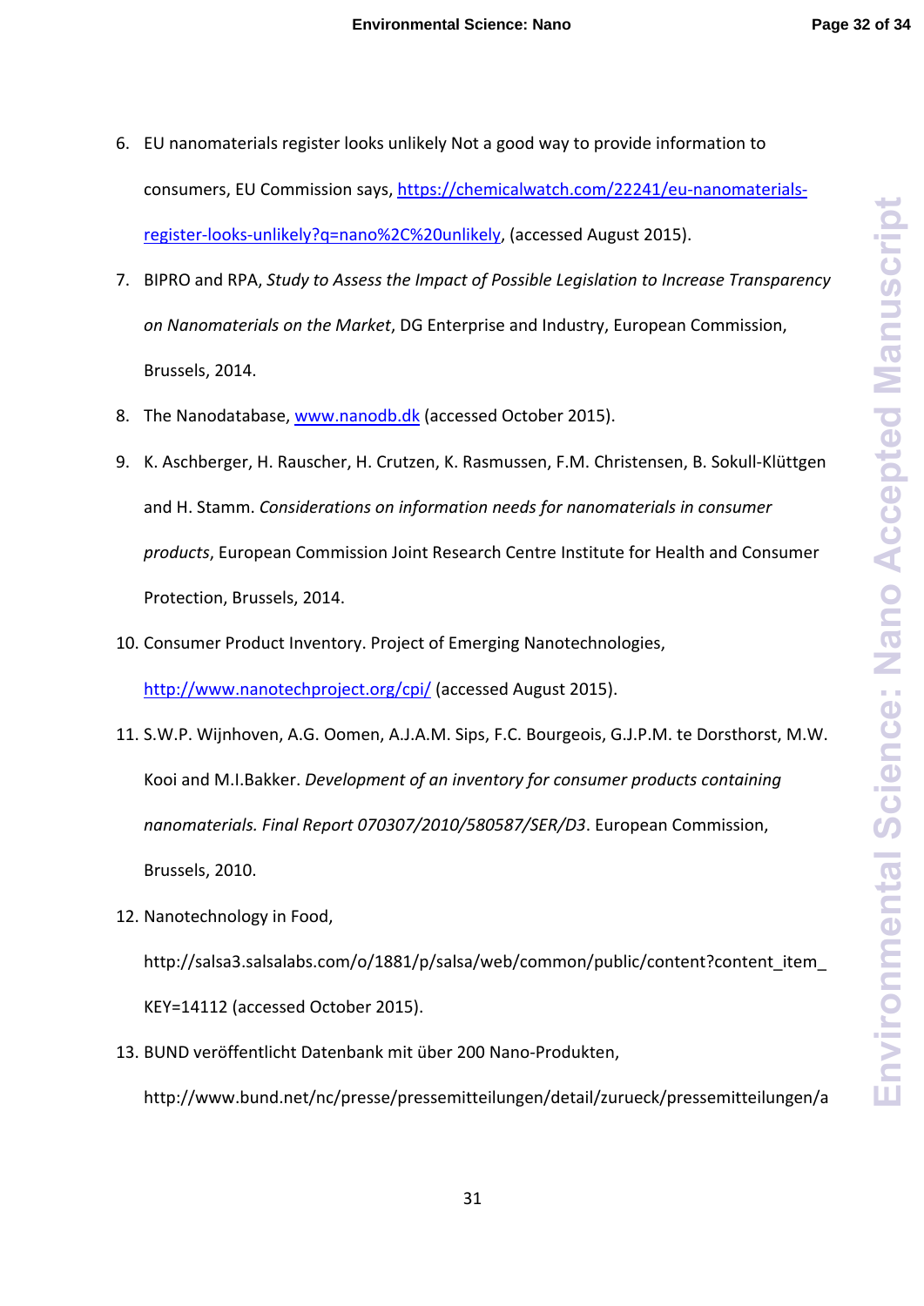6. EU nanomaterials register looks unlikely Not a good way to provide information to consumers, EU Commission says, https://chemicalwatch.com/22241/eu-nanomaterials-register-looks-unlikely?q=nano%2C%20unlikely, (accessed August 2015).
7. BIPRO and RPA, *Study to Assess the Impact of Possible Legislation to Increase Transparency on Nanomaterials on the Market*, DG Enterprise and Industry, European Commission, Brussels, 2014.
8. The Nanodatabase, www.nanodb.dk (accessed October 2015).
9. K. Aschberger, H. Rauscher, H. Crutzen, K. Rasmussen, F.M. Christensen, B. Sokull-Klüttgen and H. Stamm. *Considerations on information needs for nanomaterials in consumer products*, European Commission Joint Research Centre Institute for Health and Consumer Protection, Brussels, 2014.
10. Consumer Product Inventory. Project of Emerging Nanotechnologies, http://www.nanotechproject.org/cpi/ (accessed August 2015).
11. S.W.P. Wijnhoven, A.G. Oomen, A.J.A.M. Sips, F.C. Bourgeois, G.J.P.M. te Dorsthorst, M.W. Kooi and M.I.Bakker. *Development of an inventory for consumer products containing nanomaterials. Final Report 070307/2010/580587/SER/D3*. European Commission, Brussels, 2010.
12. Nanotechnology in Food, http://salsa3.salsalabs.com/o/1881/p/salsa/web/common/public/content?content_item_KEY=14112 (accessed October 2015).
13. BUND veröffentlicht Datenbank mit über 200 Nano-Produkten, http://www.bund.net/nc/presse/pressemitteilungen/detail/zurueck/pressemitteilungen/a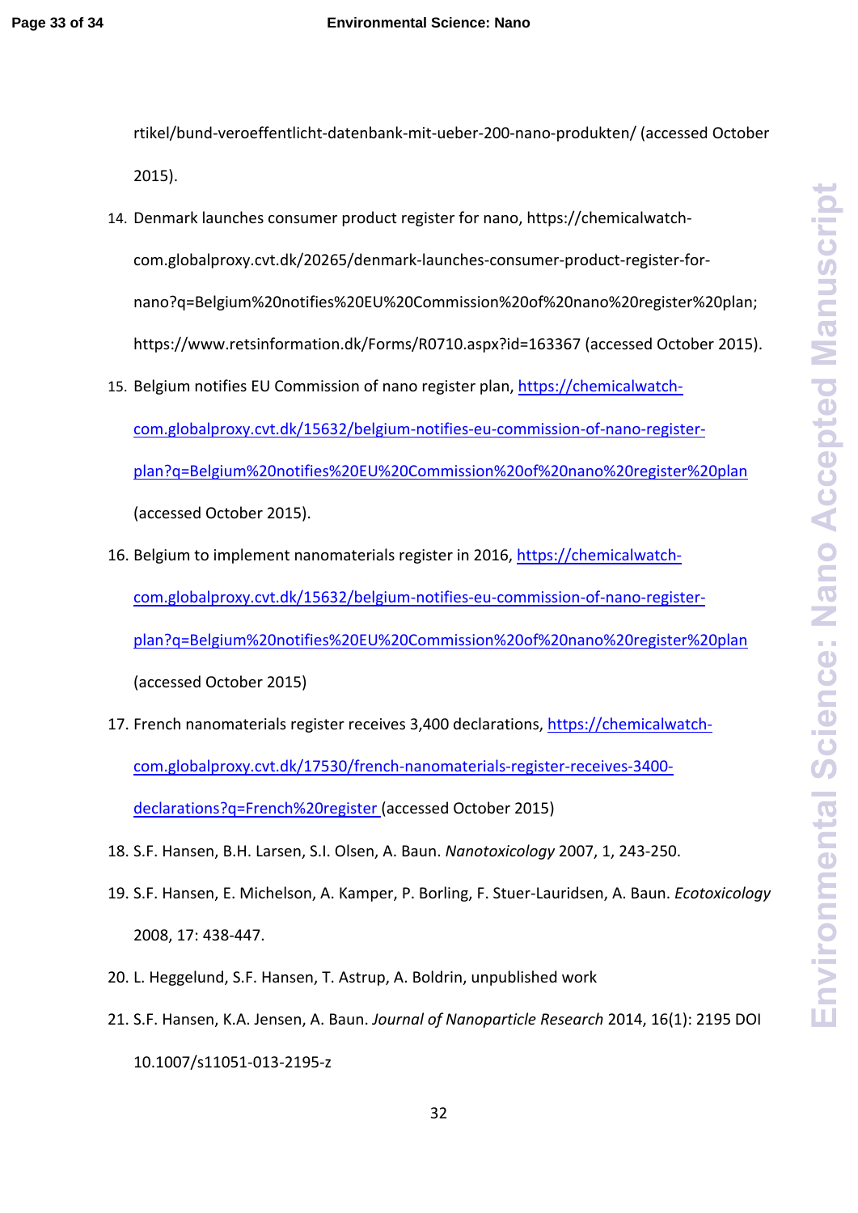rtikel/bund-veroeffentlicht-datenbank-mit-ueber-200-nano-produkten/ (accessed October 2015).

14. Denmark launches consumer product register for nano, https://chemicalwatch-com.globalproxy.cvt.dk/20265/denmark-launches-consumer-product-register-for-nano?q=Belgium%20notifies%20EU%20Commission%20of%20nano%20register%20plan; https://www.retsinformation.dk/Forms/R0710.aspx?id=163367 (accessed October 2015).
15. Belgium notifies EU Commission of nano register plan, https://chemicalwatch-com.globalproxy.cvt.dk/15632/belgium-notifies-eu-commission-of-nano-register-plan?q=Belgium%20notifies%20EU%20Commission%20of%20nano%20register%20plan (accessed October 2015).
16. Belgium to implement nanomaterials register in 2016, https://chemicalwatch-com.globalproxy.cvt.dk/15632/belgium-notifies-eu-commission-of-nano-register-plan?q=Belgium%20notifies%20EU%20Commission%20of%20nano%20register%20plan (accessed October 2015)
17. French nanomaterials register receives 3,400 declarations, https://chemicalwatch-com.globalproxy.cvt.dk/17530/french-nanomaterials-register-receives-3400-declarations?q=French%20register (accessed October 2015)
18. S.F. Hansen, B.H. Larsen, S.I. Olsen, A. Baun. *Nanotoxicology* 2007, 1, 243-250.
19. S.F. Hansen, E. Michelson, A. Kamper, P. Borling, F. Stuer-Lauridsen, A. Baun. *Ecotoxicology* 2008, 17: 438-447.
20. L. Heggelund, S.F. Hansen, T. Astrup, A. Boldrin, unpublished work
21. S.F. Hansen, K.A. Jensen, A. Baun. *Journal of Nanoparticle Research* 2014, 16(1): 2195 DOI 10.1007/s11051-013-2195-z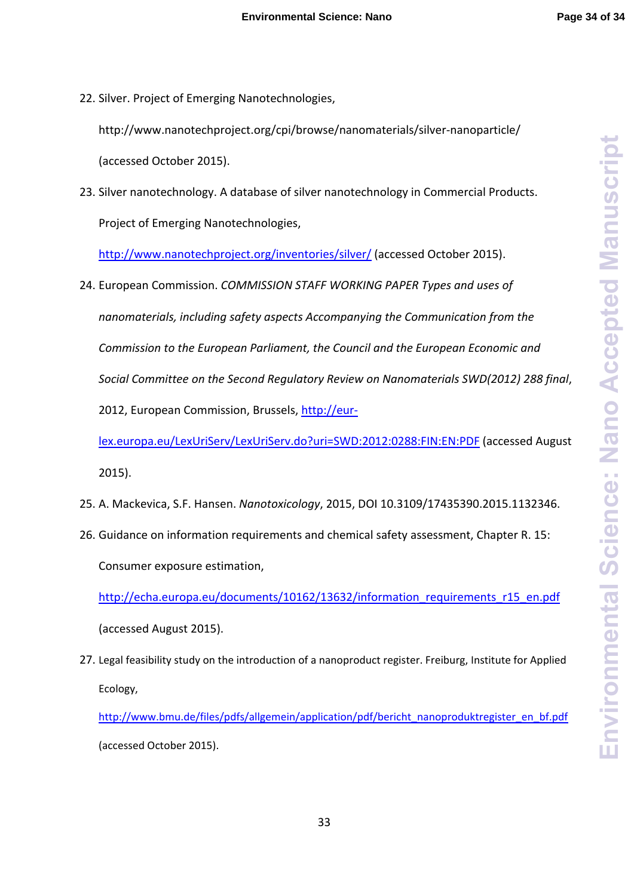22. Silver. Project of Emerging Nanotechnologies, http://www.nanotechproject.org/cpi/browse/nanomaterials/silver-nanoparticle/ (accessed October 2015).
23. Silver nanotechnology. A database of silver nanotechnology in Commercial Products. Project of Emerging Nanotechnologies, http://www.nanotechproject.org/inventories/silver/ (accessed October 2015).
24. European Commission. *COMMISSION STAFF WORKING PAPER Types and uses of nanomaterials, including safety aspects Accompanying the Communication from the Commission to the European Parliament, the Council and the European Economic and Social Committee on the Second Regulatory Review on Nanomaterials SWD(2012) 288 final*, 2012, European Commission, Brussels, http://eur-lex.europa.eu/LexUriServ/LexUriServ.do?uri=SWD:2012:0288:FIN:EN:PDF (accessed August 2015).
25. A. Mackevica, S.F. Hansen. *Nanotoxicology*, 2015, DOI 10.3109/17435390.2015.1132346.
26. Guidance on information requirements and chemical safety assessment, Chapter R. 15: Consumer exposure estimation, http://echa.europa.eu/documents/10162/13632/information_requirements_r15_en.pdf (accessed August 2015).
27. Legal feasibility study on the introduction of a nanoproduct register. Freiburg, Institute for Applied Ecology, http://www.bmu.de/files/pdfs/allgemein/application/pdf/bericht_nanoproduktregister_en_bf.pdf (accessed October 2015).